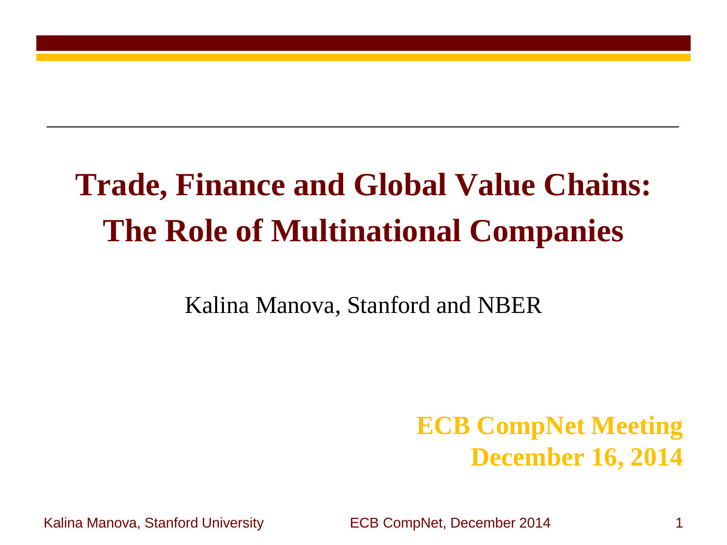# Trade, Finance and Global Value Chains: The Role of Multinational Companies

Kalina Manova, Stanford and NBER

**ECB CompNet Meeting**
**December 16, 2014**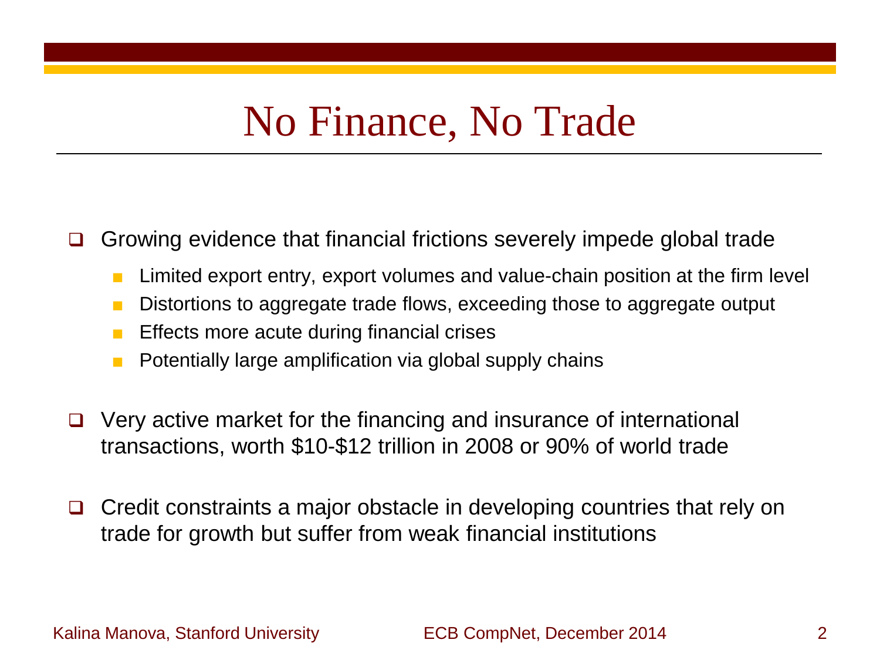# No Finance, No Trade

- Growing evidence that financial frictions severely impede global trade
  - Limited export entry, export volumes and value-chain position at the firm level
  - Distortions to aggregate trade flows, exceeding those to aggregate output
  - Effects more acute during financial crises
  - Potentially large amplification via global supply chains

- Very active market for the financing and insurance of international transactions, worth $10-$12 trillion in 2008 or 90% of world trade

- Credit constraints a major obstacle in developing countries that rely on trade for growth but suffer from weak financial institutions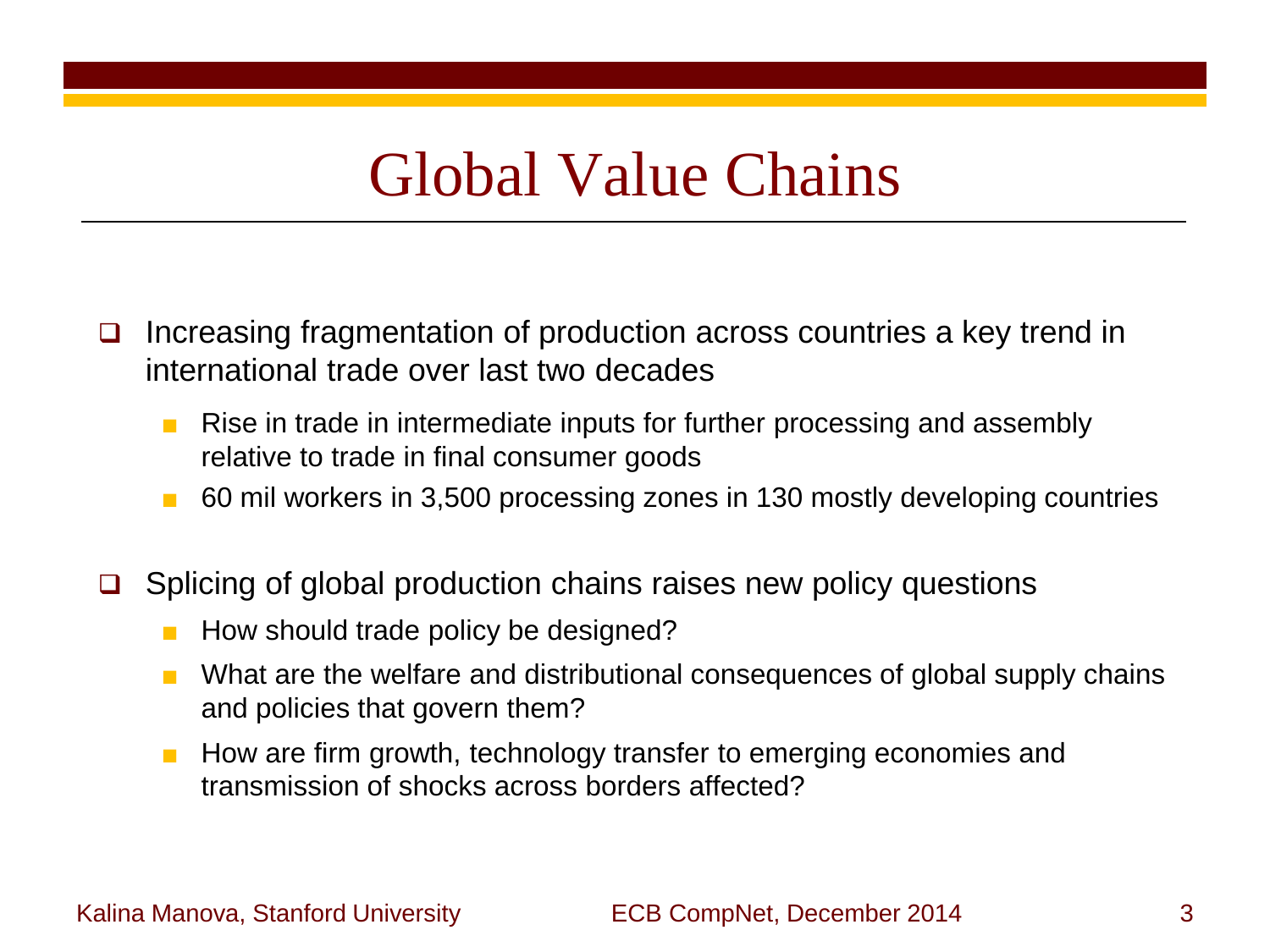# Global Value Chains

- Increasing fragmentation of production across countries a key trend in international trade over last two decades
  - Rise in trade in intermediate inputs for further processing and assembly relative to trade in final consumer goods
  - 60 mil workers in 3,500 processing zones in 130 mostly developing countries

- Splicing of global production chains raises new policy questions
  - How should trade policy be designed?
  - What are the welfare and distributional consequences of global supply chains and policies that govern them?
  - How are firm growth, technology transfer to emerging economies and transmission of shocks across borders affected?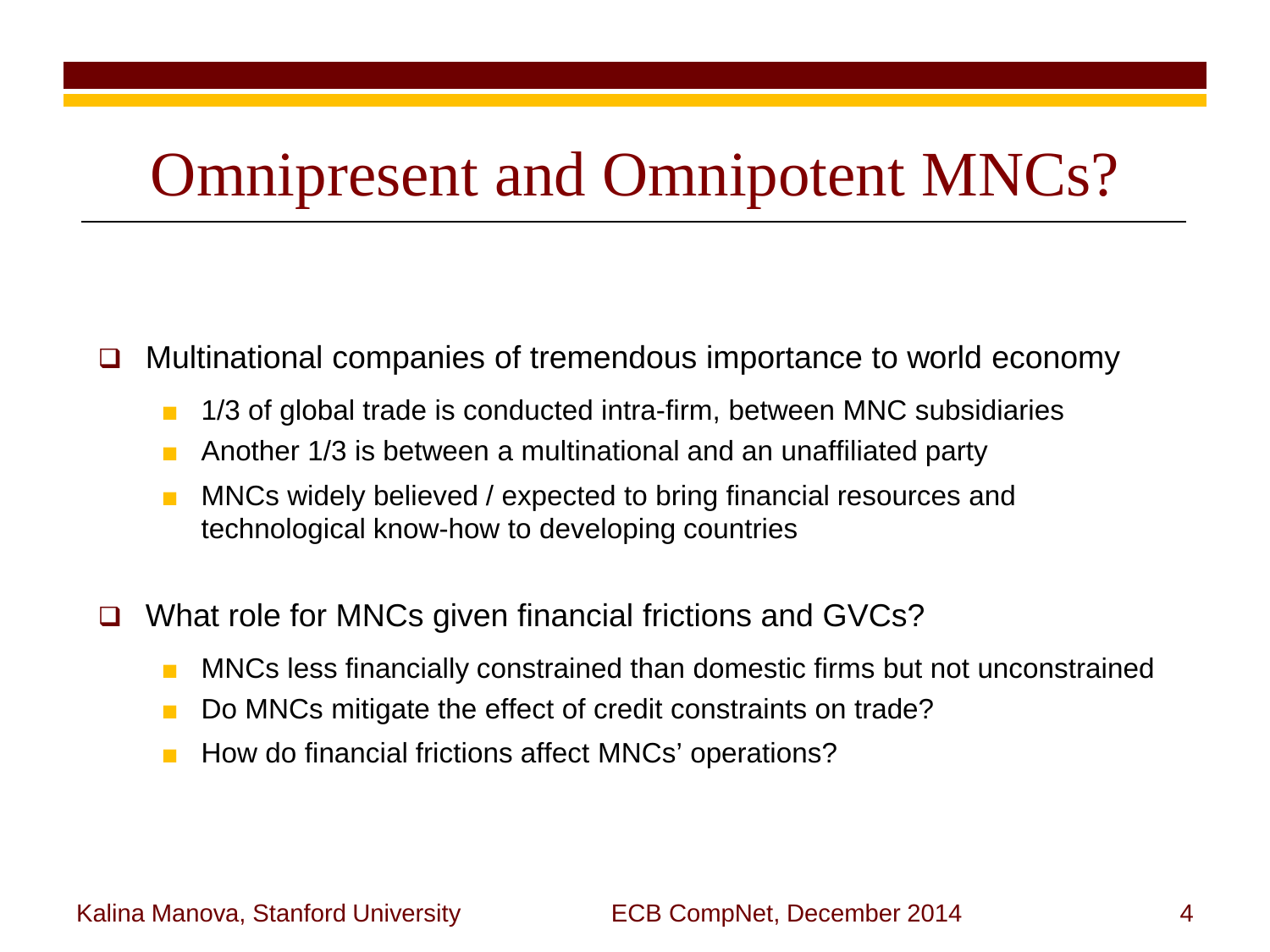# Omnipresent and Omnipotent MNCs?

- Multinational companies of tremendous importance to world economy
  - 1/3 of global trade is conducted intra-firm, between MNC subsidiaries
  - Another 1/3 is between a multinational and an unaffiliated party
  - MNCs widely believed / expected to bring financial resources and technological know-how to developing countries

- What role for MNCs given financial frictions and GVCs?
  - MNCs less financially constrained than domestic firms but not unconstrained
  - Do MNCs mitigate the effect of credit constraints on trade?
  - How do financial frictions affect MNCs' operations?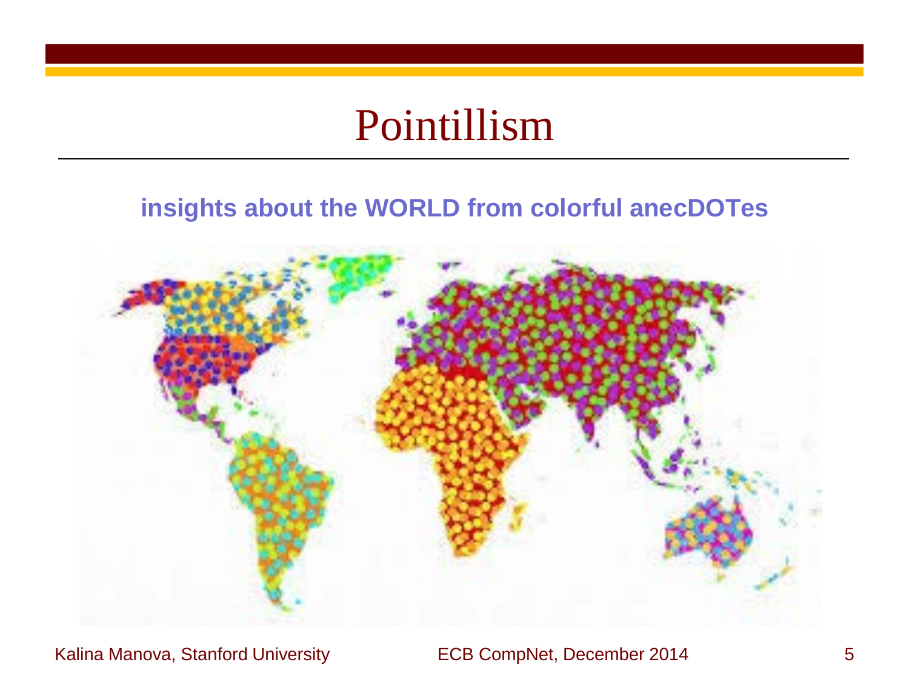# Pointillism

**insights about the WORLD from colorful anecDOTes**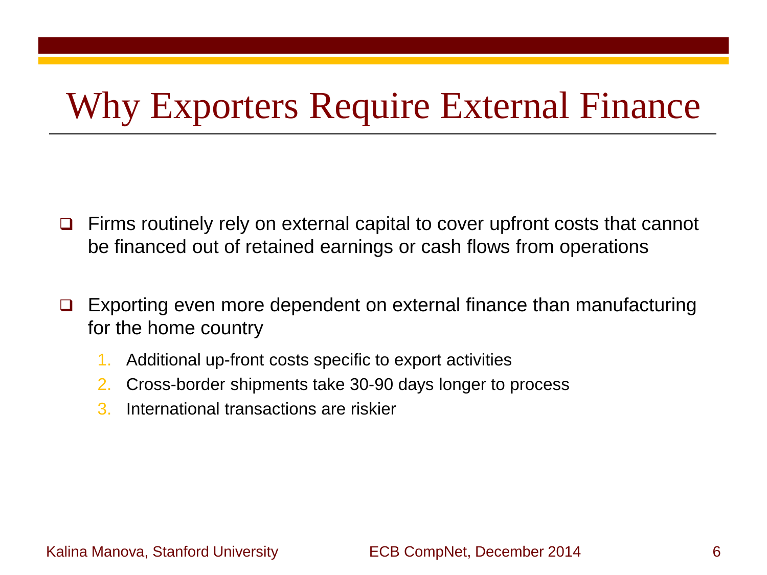# Why Exporters Require External Finance

- Firms routinely rely on external capital to cover upfront costs that cannot be financed out of retained earnings or cash flows from operations

- Exporting even more dependent on external finance than manufacturing for the home country

  1. Additional up-front costs specific to export activities
  2. Cross-border shipments take 30-90 days longer to process
  3. International transactions are riskier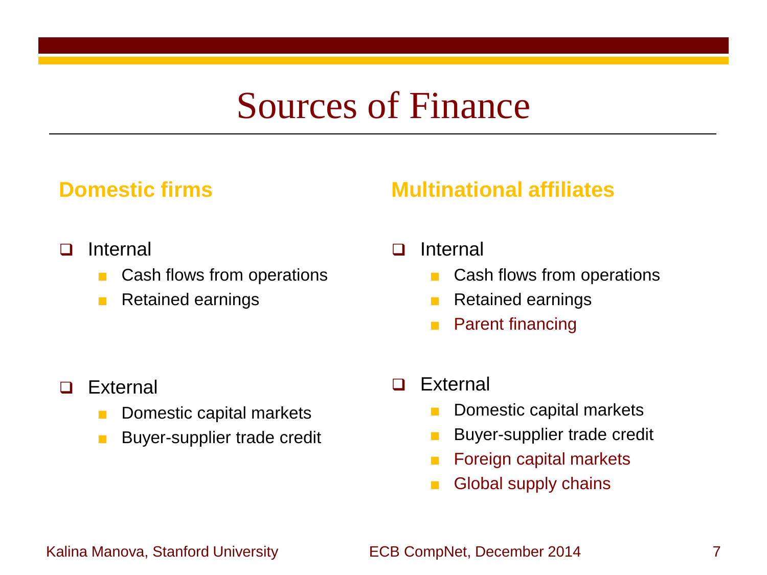# Sources of Finance

## Domestic firms

- Internal
  - Cash flows from operations
  - Retained earnings

- External
  - Domestic capital markets
  - Buyer-supplier trade credit

## Multinational affiliates

- Internal
  - Cash flows from operations
  - Retained earnings
  - Parent financing

- External
  - Domestic capital markets
  - Buyer-supplier trade credit
  - Foreign capital markets
  - Global supply chains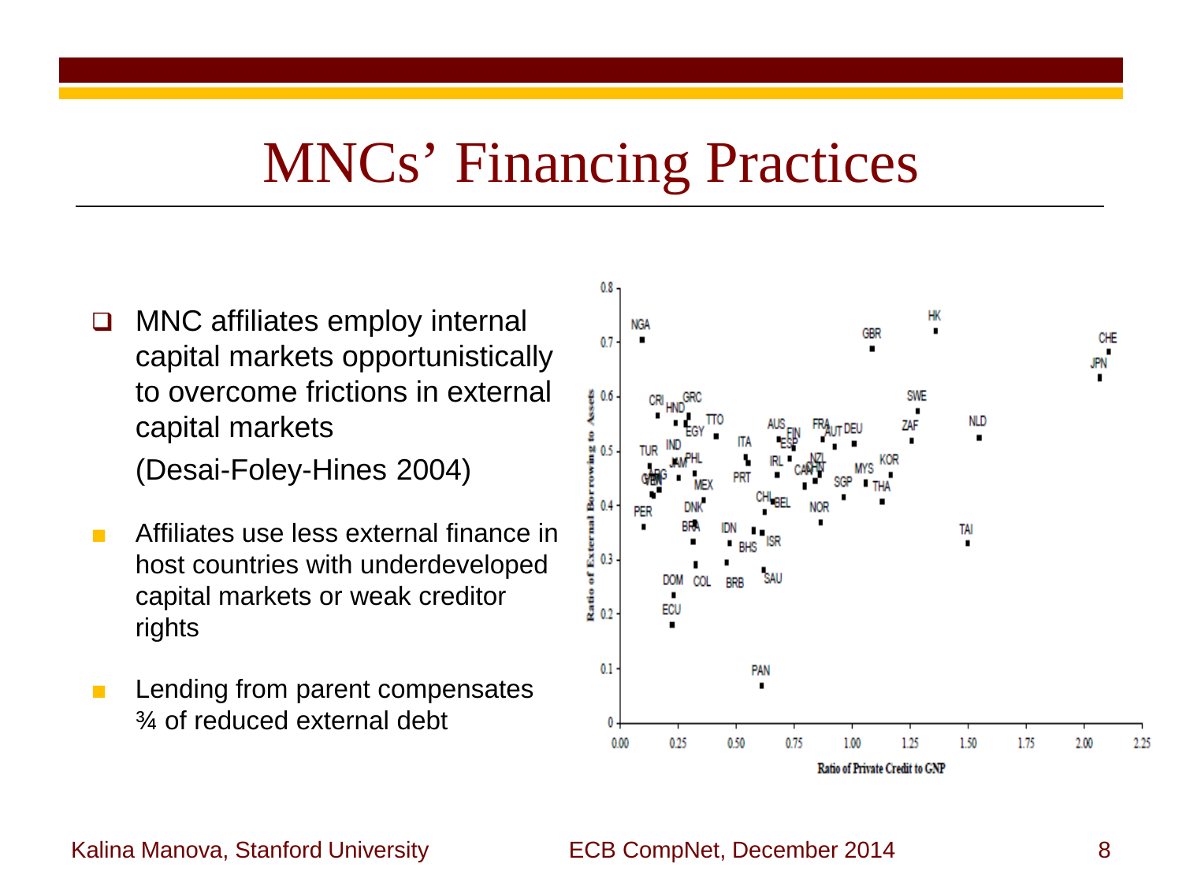# MNCs' Financing Practices

- MNC affiliates employ internal capital markets opportunistically to overcome frictions in external capital markets
  (Desai-Foley-Hines 2004)

- Affiliates use less external finance in host countries with underdeveloped capital markets or weak creditor rights

- Lending from parent compensates ¾ of reduced external debt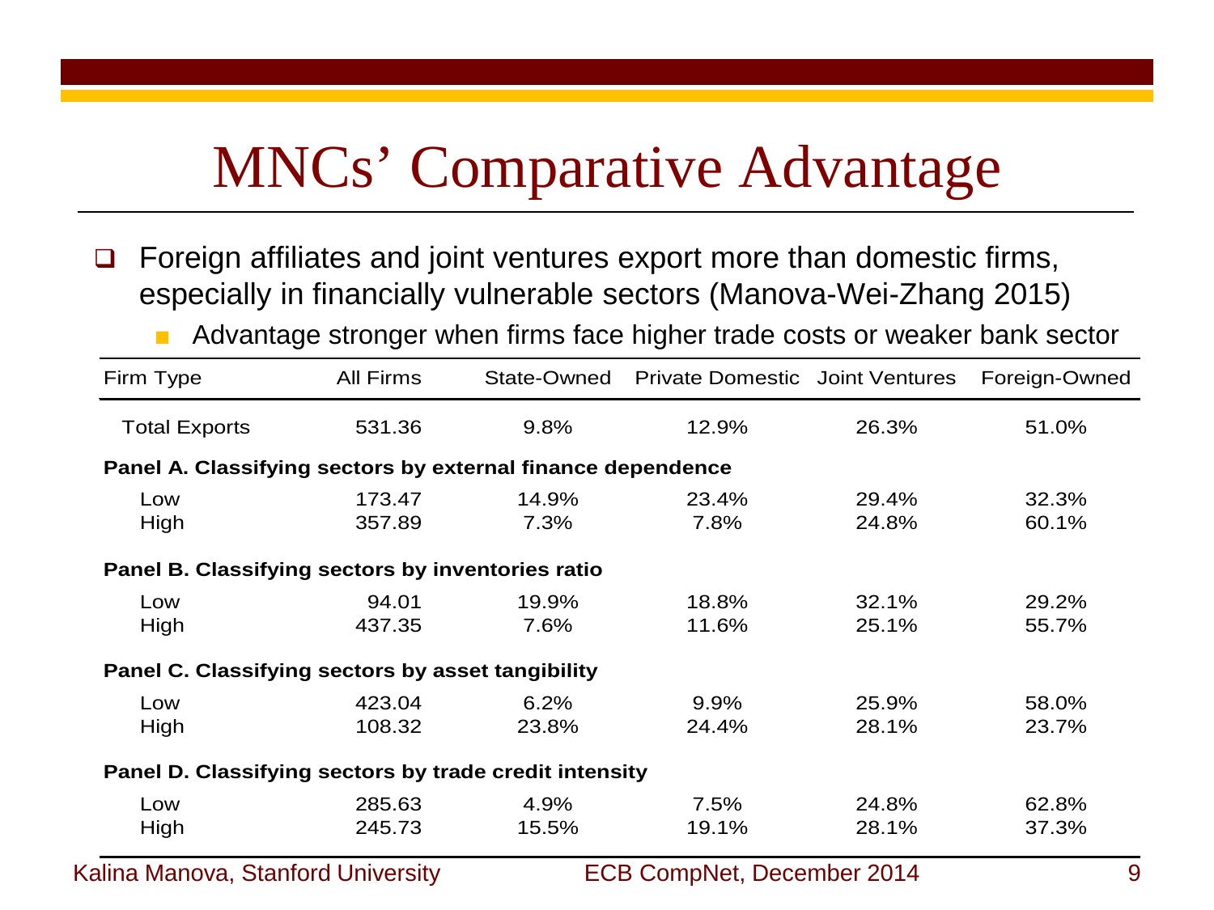# MNCs' Comparative Advantage

- Foreign affiliates and joint ventures export more than domestic firms, especially in financially vulnerable sectors (Manova-Wei-Zhang 2015)
  - Advantage stronger when firms face higher trade costs or weaker bank sector

| Firm Type | All Firms | State-Owned | Private Domestic | Joint Ventures | Foreign-Owned |
|---|---|---|---|---|---|
| Total Exports | 531.36 | 9.8% | 12.9% | 26.3% | 51.0% |
| **Panel A. Classifying sectors by external finance dependence** | | | | | |
| Low | 173.47 | 14.9% | 23.4% | 29.4% | 32.3% |
| High | 357.89 | 7.3% | 7.8% | 24.8% | 60.1% |
| **Panel B. Classifying sectors by inventories ratio** | | | | | |
| Low | 94.01 | 19.9% | 18.8% | 32.1% | 29.2% |
| High | 437.35 | 7.6% | 11.6% | 25.1% | 55.7% |
| **Panel C. Classifying sectors by asset tangibility** | | | | | |
| Low | 423.04 | 6.2% | 9.9% | 25.9% | 58.0% |
| High | 108.32 | 23.8% | 24.4% | 28.1% | 23.7% |
| **Panel D. Classifying sectors by trade credit intensity** | | | | | |
| Low | 285.63 | 4.9% | 7.5% | 24.8% | 62.8% |
| High | 245.73 | 15.5% | 19.1% | 28.1% | 37.3% |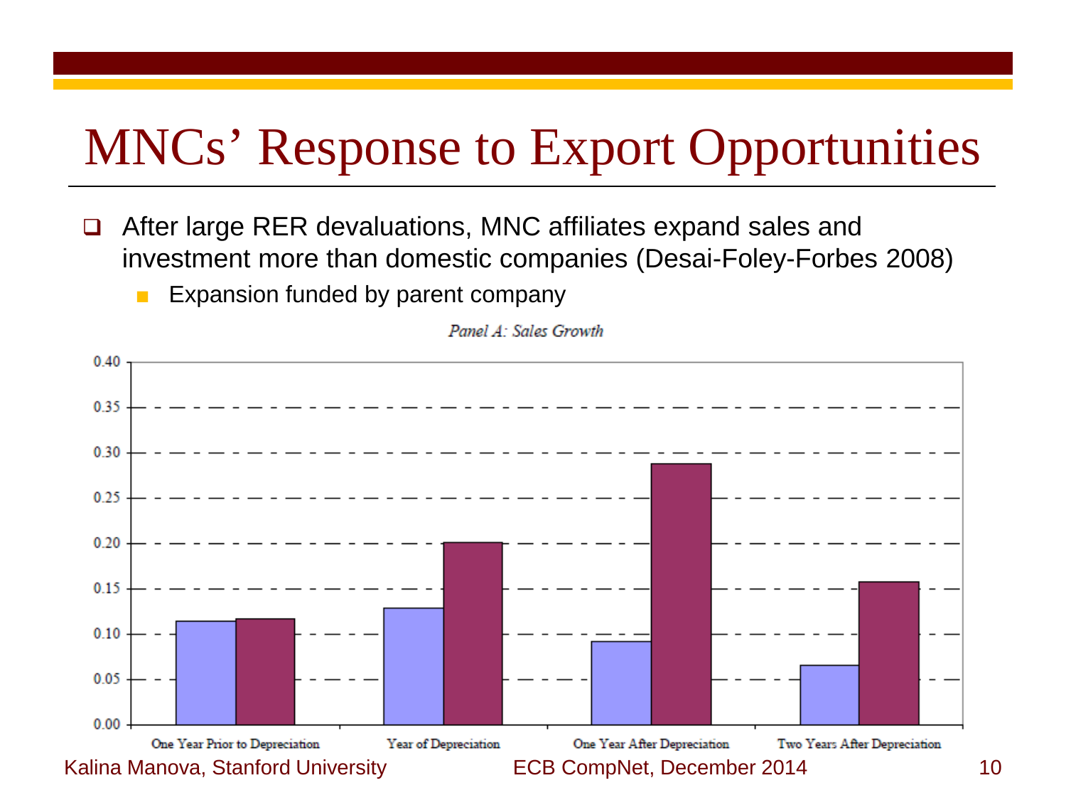# MNCs' Response to Export Opportunities

- After large RER devaluations, MNC affiliates expand sales and investment more than domestic companies (Desai-Foley-Forbes 2008)
  - Expansion funded by parent company

*Panel A: Sales Growth*

0.40
0.35
0.30
0.25
0.20
0.15
0.10
0.05
0.00

One Year Prior to Depreciation | Year of Depreciation | One Year After Depreciation | Two Years After Depreciation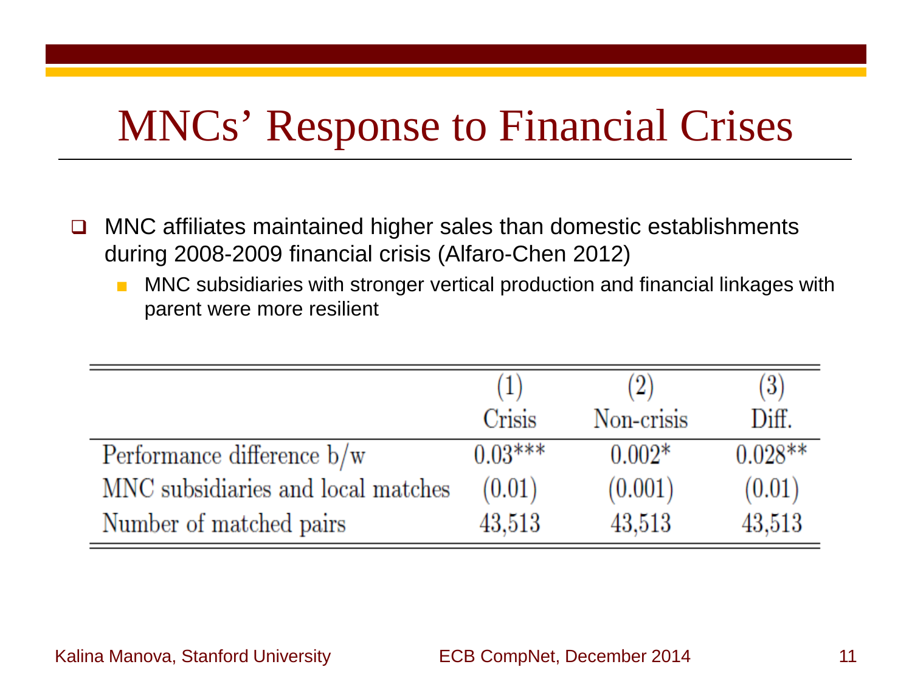# MNCs' Response to Financial Crises

- MNC affiliates maintained higher sales than domestic establishments during 2008-2009 financial crisis (Alfaro-Chen 2012)
  - MNC subsidiaries with stronger vertical production and financial linkages with parent were more resilient

| | (1) Crisis | (2) Non-crisis | (3) Diff. |
|---|---|---|---|
| Performance difference b/w | 0.03*** | 0.002* | 0.028** |
| MNC subsidiaries and local matches | (0.01) | (0.001) | (0.01) |
| Number of matched pairs | 43,513 | 43,513 | 43,513 |

Kalina Manova, Stanford University — ECB CompNet, December 2014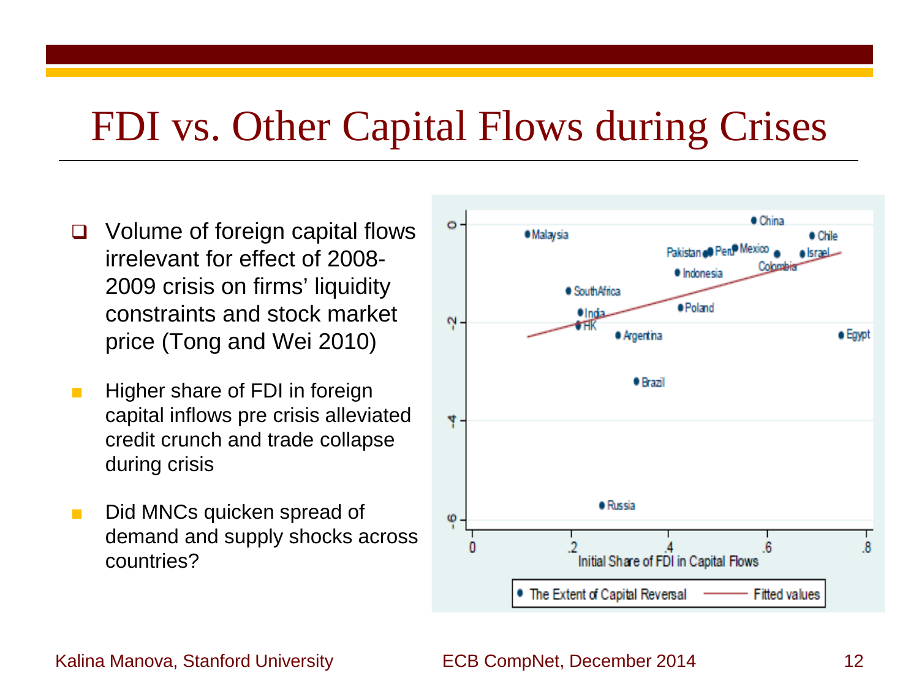# FDI vs. Other Capital Flows during Crises

- Volume of foreign capital flows irrelevant for effect of 2008-2009 crisis on firms' liquidity constraints and stock market price (Tong and Wei 2010)
- Higher share of FDI in foreign capital inflows pre crisis alleviated credit crunch and trade collapse during crisis
- Did MNCs quicken spread of demand and supply shocks across countries?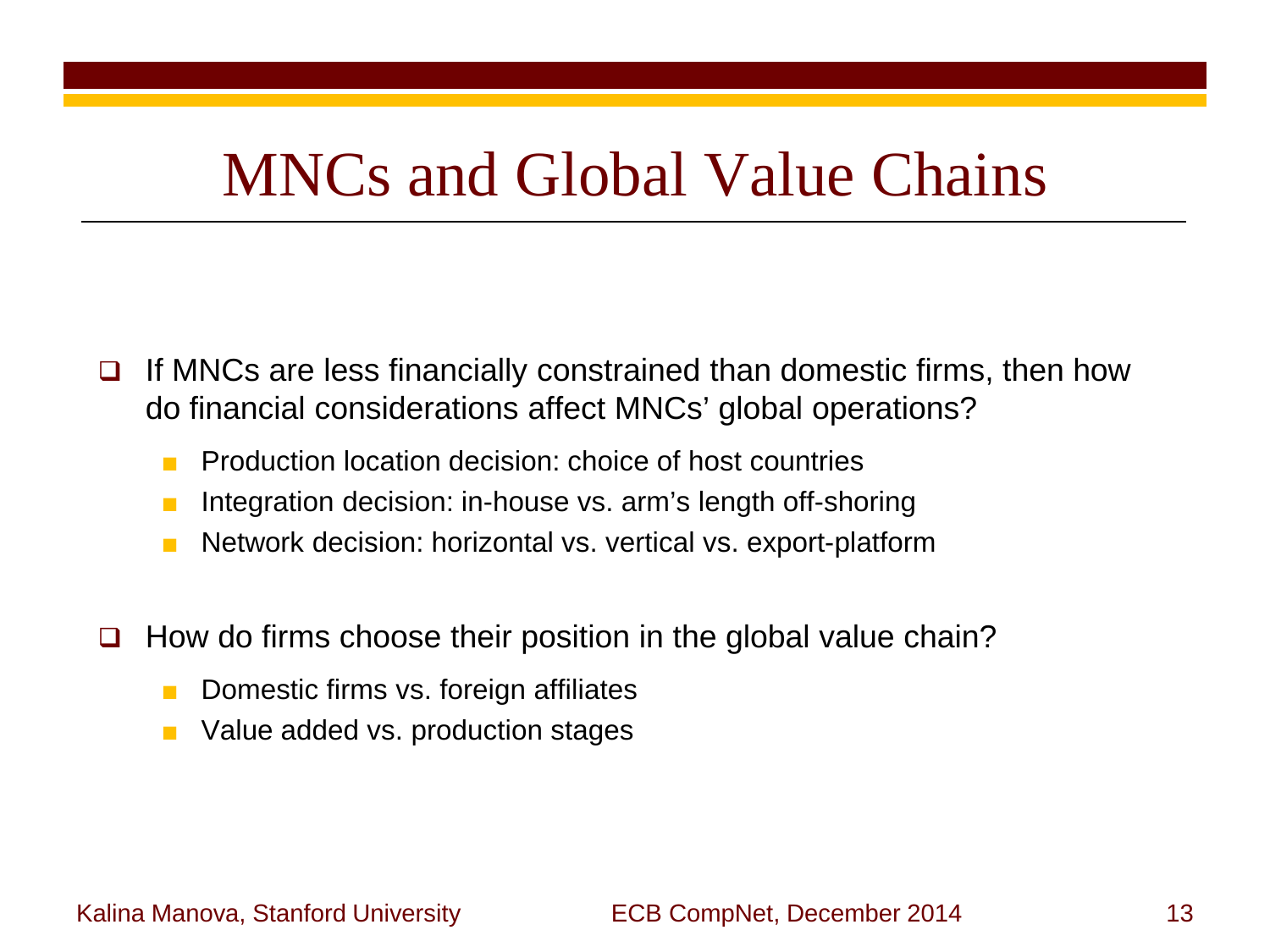# MNCs and Global Value Chains

- If MNCs are less financially constrained than domestic firms, then how do financial considerations affect MNCs' global operations?
  - Production location decision: choice of host countries
  - Integration decision: in-house vs. arm's length off-shoring
  - Network decision: horizontal vs. vertical vs. export-platform

- How do firms choose their position in the global value chain?
  - Domestic firms vs. foreign affiliates
  - Value added vs. production stages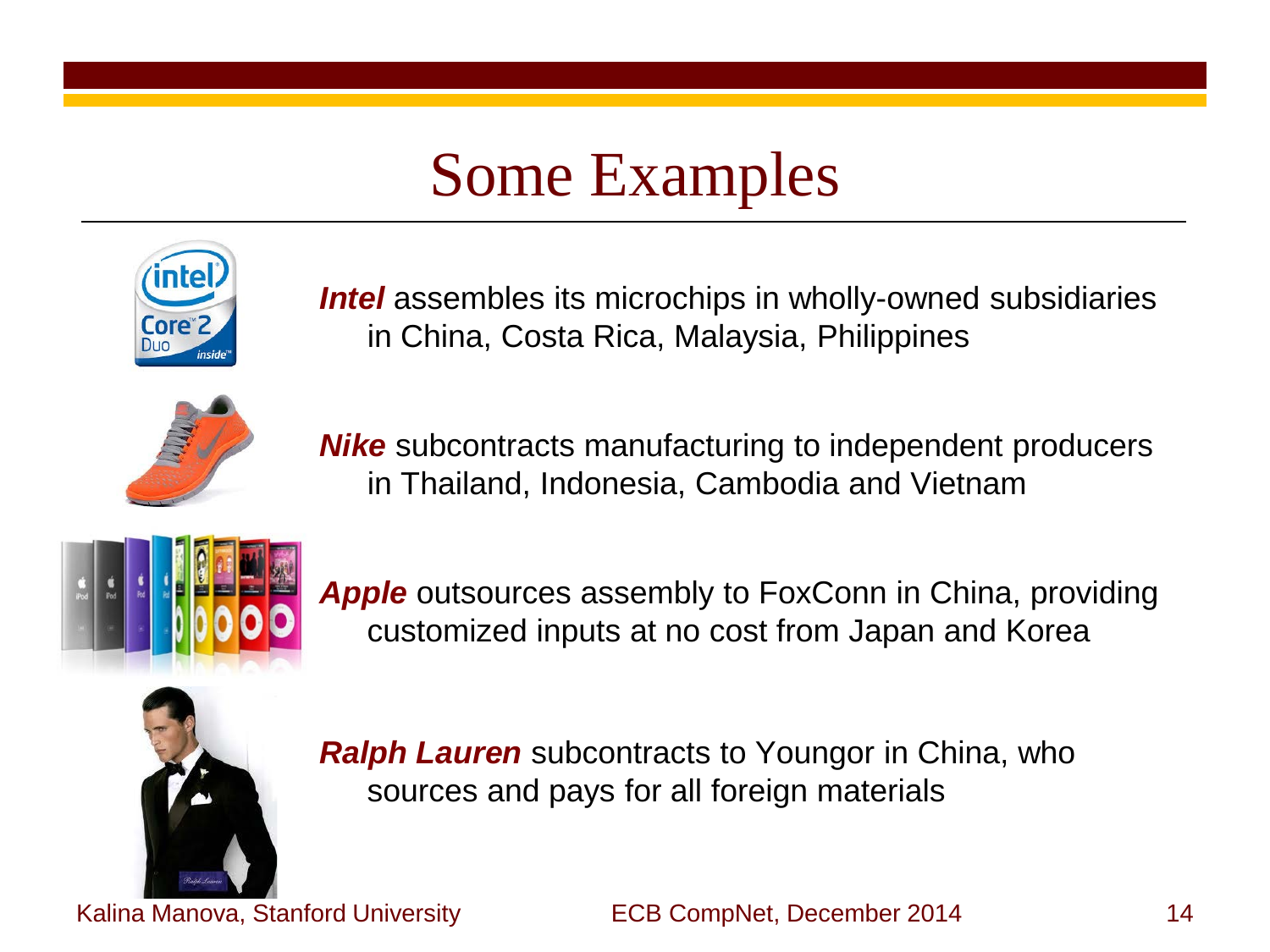# Some Examples

***Intel*** assembles its microchips in wholly-owned subsidiaries in China, Costa Rica, Malaysia, Philippines

***Nike*** subcontracts manufacturing to independent producers in Thailand, Indonesia, Cambodia and Vietnam

***Apple*** outsources assembly to FoxConn in China, providing customized inputs at no cost from Japan and Korea

***Ralph Lauren*** subcontracts to Youngor in China, who sources and pays for all foreign materials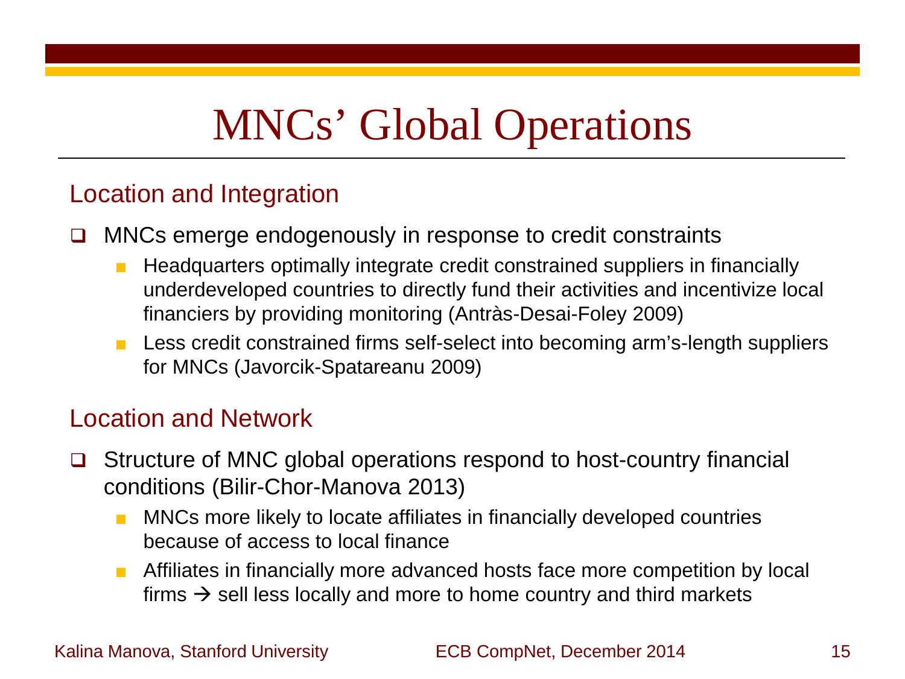# MNCs' Global Operations

## Location and Integration

- MNCs emerge endogenously in response to credit constraints
  - Headquarters optimally integrate credit constrained suppliers in financially underdeveloped countries to directly fund their activities and incentivize local financiers by providing monitoring (Antràs-Desai-Foley 2009)
  - Less credit constrained firms self-select into becoming arm's-length suppliers for MNCs (Javorcik-Spatareanu 2009)

## Location and Network

- Structure of MNC global operations respond to host-country financial conditions (Bilir-Chor-Manova 2013)
  - MNCs more likely to locate affiliates in financially developed countries because of access to local finance
  - Affiliates in financially more advanced hosts face more competition by local firms → sell less locally and more to home country and third markets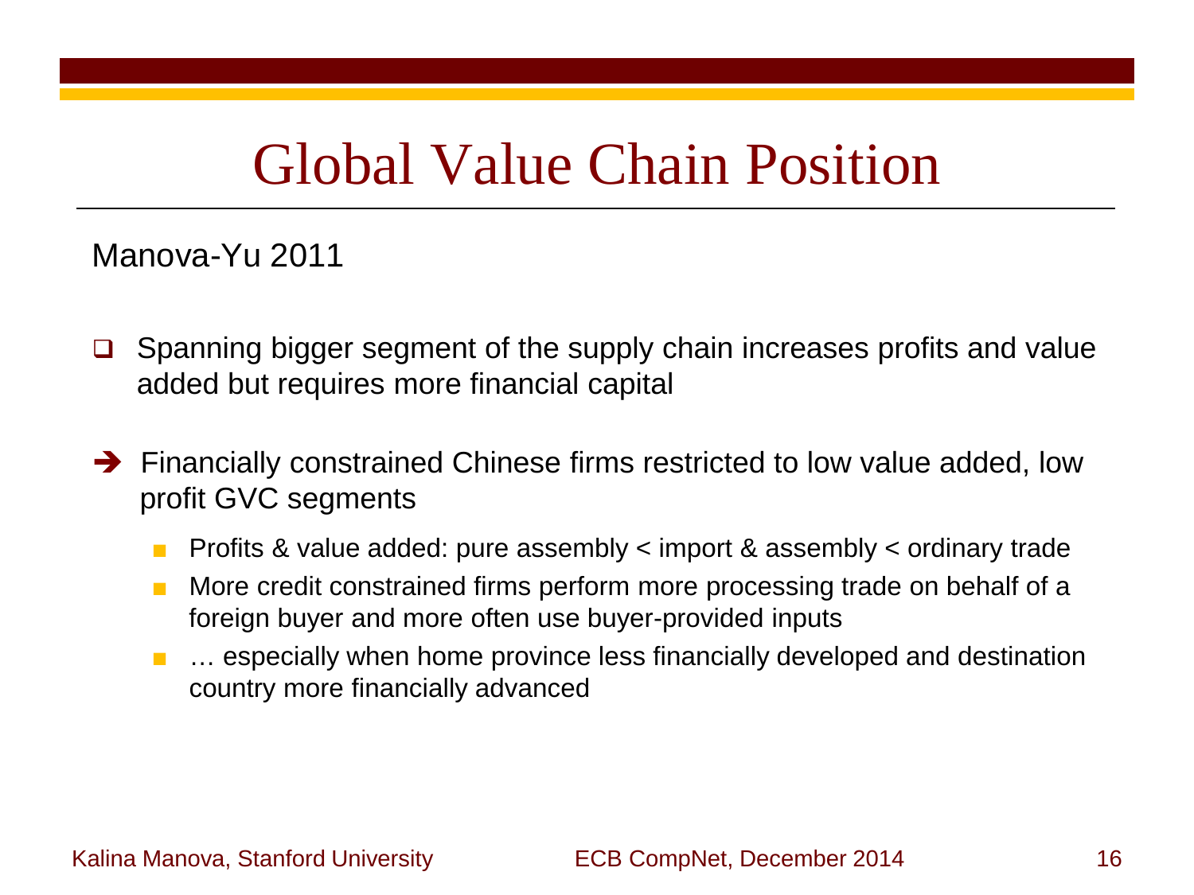# Global Value Chain Position

Manova-Yu 2011

- Spanning bigger segment of the supply chain increases profits and value added but requires more financial capital

➔ Financially constrained Chinese firms restricted to low value added, low profit GVC segments

  - Profits & value added: pure assembly < import & assembly < ordinary trade
  - More credit constrained firms perform more processing trade on behalf of a foreign buyer and more often use buyer-provided inputs
  - … especially when home province less financially developed and destination country more financially advanced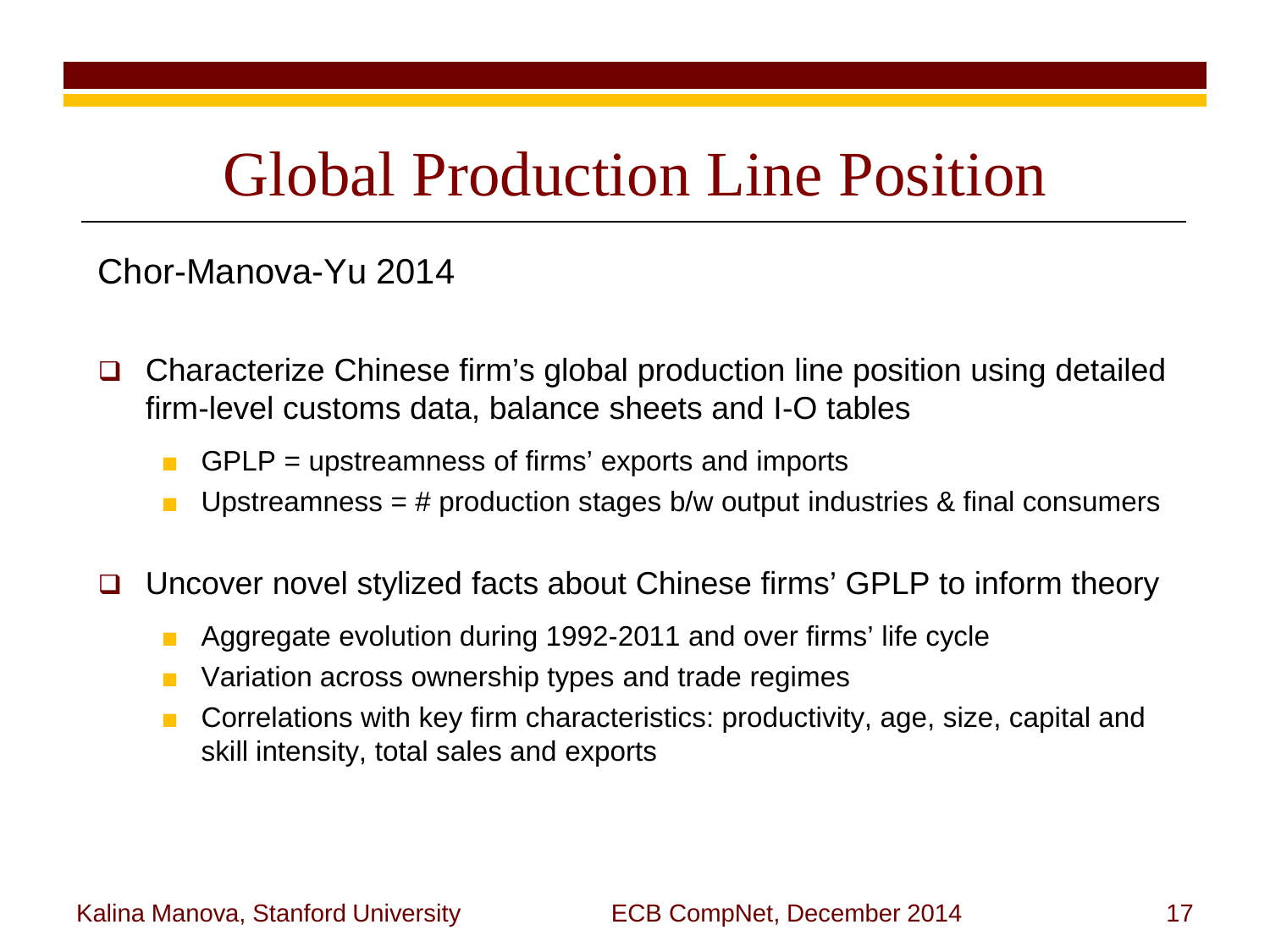# Global Production Line Position

Chor-Manova-Yu 2014

- Characterize Chinese firm's global production line position using detailed firm-level customs data, balance sheets and I-O tables
  - GPLP = upstreamness of firms' exports and imports
  - Upstreamness = # production stages b/w output industries & final consumers
- Uncover novel stylized facts about Chinese firms' GPLP to inform theory
  - Aggregate evolution during 1992-2011 and over firms' life cycle
  - Variation across ownership types and trade regimes
  - Correlations with key firm characteristics: productivity, age, size, capital and skill intensity, total sales and exports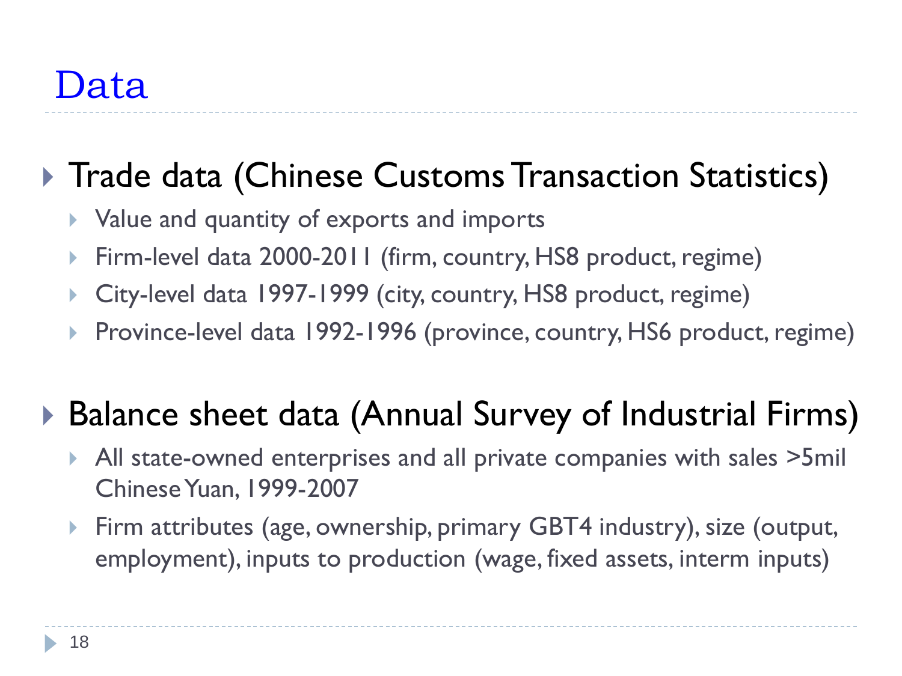# Data

- Trade data (Chinese Customs Transaction Statistics)
  - Value and quantity of exports and imports
  - Firm-level data 2000-2011 (firm, country, HS8 product, regime)
  - City-level data 1997-1999 (city, country, HS8 product, regime)
  - Province-level data 1992-1996 (province, country, HS6 product, regime)

- Balance sheet data (Annual Survey of Industrial Firms)
  - All state-owned enterprises and all private companies with sales >5mil Chinese Yuan, 1999-2007
  - Firm attributes (age, ownership, primary GBT4 industry), size (output, employment), inputs to production (wage, fixed assets, interm inputs)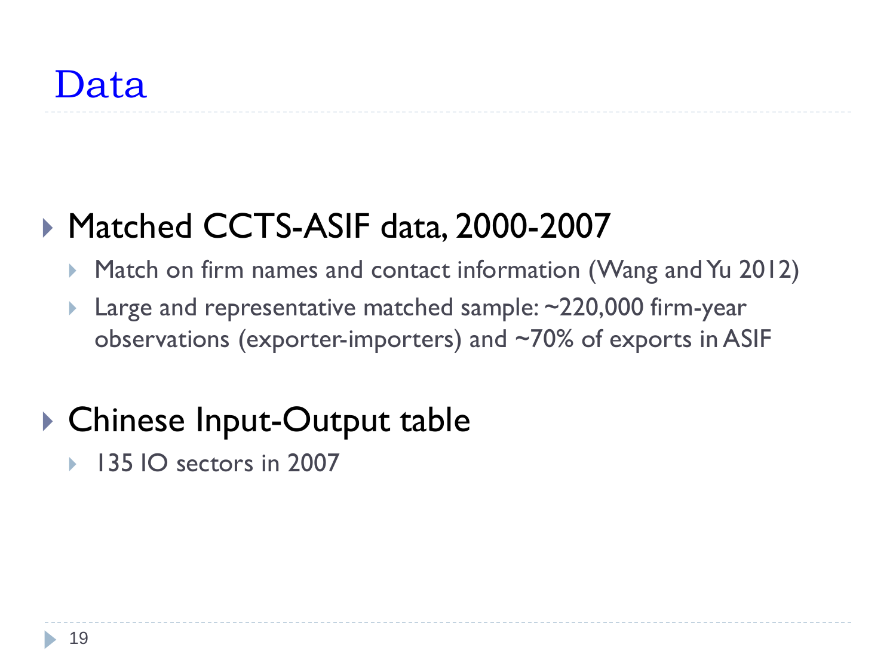# Data

- Matched CCTS-ASIF data, 2000-2007
  - Match on firm names and contact information (Wang and Yu 2012)
  - Large and representative matched sample: ~220,000 firm-year observations (exporter-importers) and ~70% of exports in ASIF
- Chinese Input-Output table
  - 135 IO sectors in 2007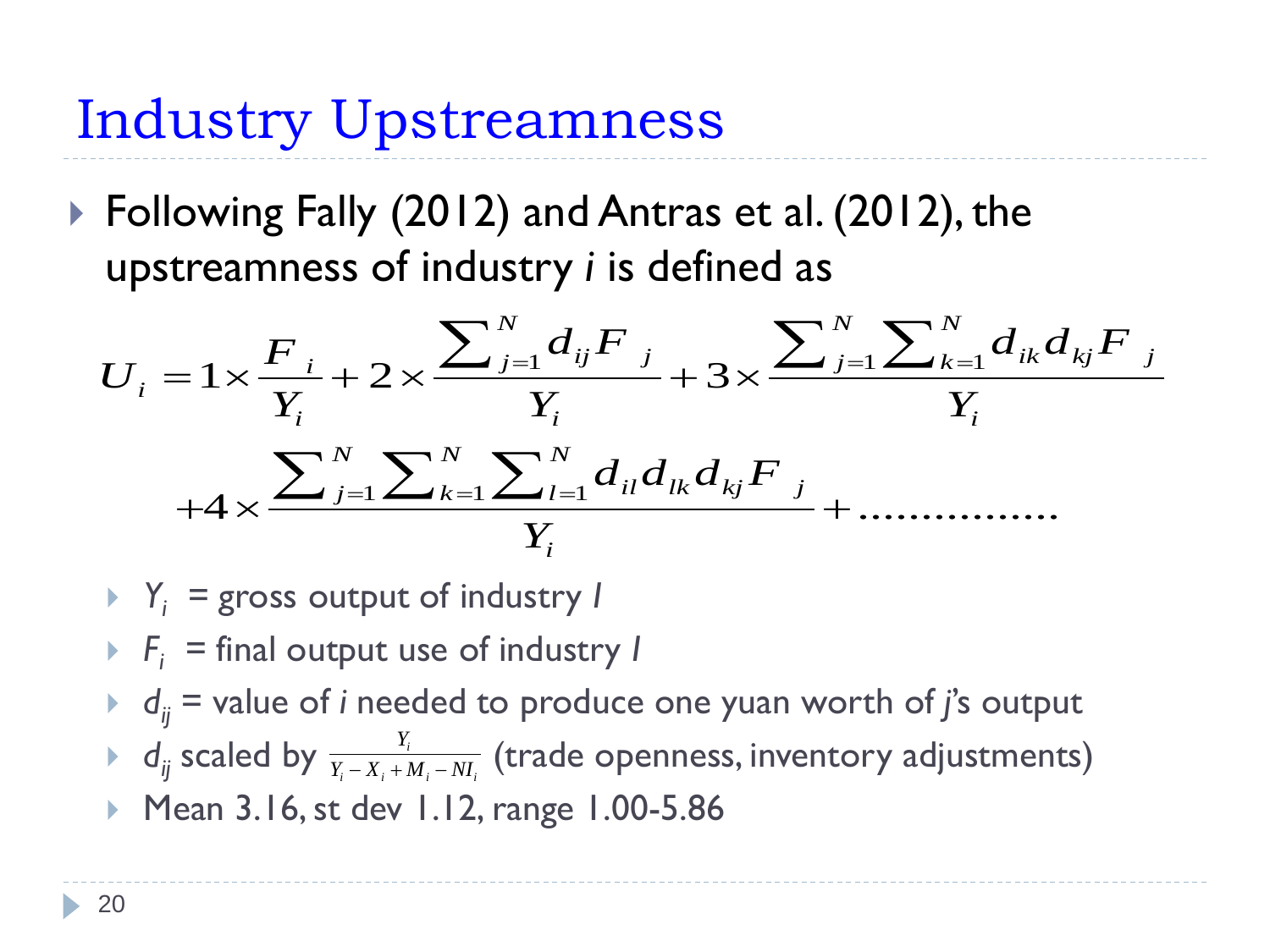# Industry Upstreamness

- Following Fally (2012) and Antras et al. (2012), the upstreamness of industry *i* is defined as

$$U_i = 1 \times \frac{F_i}{Y_i} + 2 \times \frac{\sum_{j=1}^{N} d_{ij} F_j}{Y_i} + 3 \times \frac{\sum_{j=1}^{N} \sum_{k=1}^{N} d_{ik} d_{kj} F_j}{Y_i} + 4 \times \frac{\sum_{j=1}^{N} \sum_{k=1}^{N} \sum_{l=1}^{N} d_{il} d_{lk} d_{kj} F_j}{Y_i} + \ldots\ldots\ldots\ldots\ldots$$

  - $Y_i$ = gross output of industry *I*
  - $F_i$ = final output use of industry *I*
  - $d_{ij}$ = value of *i* needed to produce one yuan worth of *j*'s output
  - $d_{ij}$ scaled by $\frac{Y_i}{Y_i - X_i + M_i - NI_i}$ (trade openness, inventory adjustments)
  - Mean 3.16, st dev 1.12, range 1.00-5.86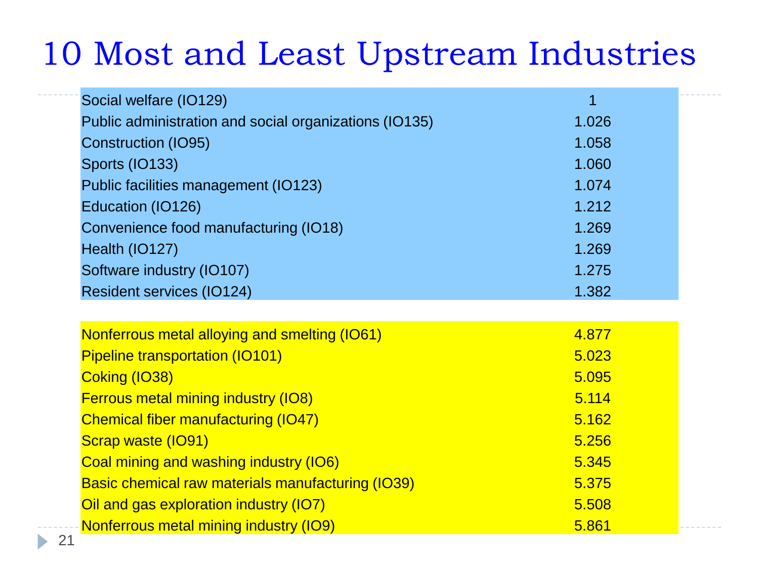# 10 Most and Least Upstream Industries

| Industry | Upstreamness |
|---|---|
| Social welfare (IO129) | 1 |
| Public administration and social organizations (IO135) | 1.026 |
| Construction (IO95) | 1.058 |
| Sports (IO133) | 1.060 |
| Public facilities management (IO123) | 1.074 |
| Education (IO126) | 1.212 |
| Convenience food manufacturing (IO18) | 1.269 |
| Health (IO127) | 1.269 |
| Software industry (IO107) | 1.275 |
| Resident services (IO124) | 1.382 |
| | |
| Nonferrous metal alloying and smelting (IO61) | 4.877 |
| Pipeline transportation (IO101) | 5.023 |
| Coking (IO38) | 5.095 |
| Ferrous metal mining industry (IO8) | 5.114 |
| Chemical fiber manufacturing (IO47) | 5.162 |
| Scrap waste (IO91) | 5.256 |
| Coal mining and washing industry (IO6) | 5.345 |
| Basic chemical raw materials manufacturing (IO39) | 5.375 |
| Oil and gas exploration industry (IO7) | 5.508 |
| Nonferrous metal mining industry (IO9) | 5.861 |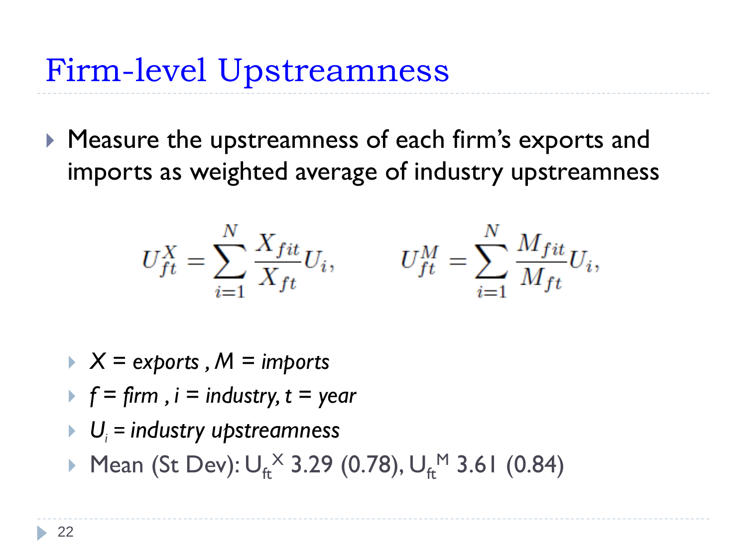# Firm-level Upstreamness

- Measure the upstreamness of each firm's exports and imports as weighted average of industry upstreamness

$$U_{ft}^{X} = \sum_{i=1}^{N} \frac{X_{fit}}{X_{ft}} U_i, \qquad U_{ft}^{M} = \sum_{i=1}^{N} \frac{M_{fit}}{M_{ft}} U_i,$$

  - *X = exports , M = imports*
  - *f = firm , i = industry, t = year*
  - *$U_i$ = industry upstreamness*
  - Mean (St Dev): $U_{ft}^{X}$ 3.29 (0.78), $U_{ft}^{M}$ 3.61 (0.84)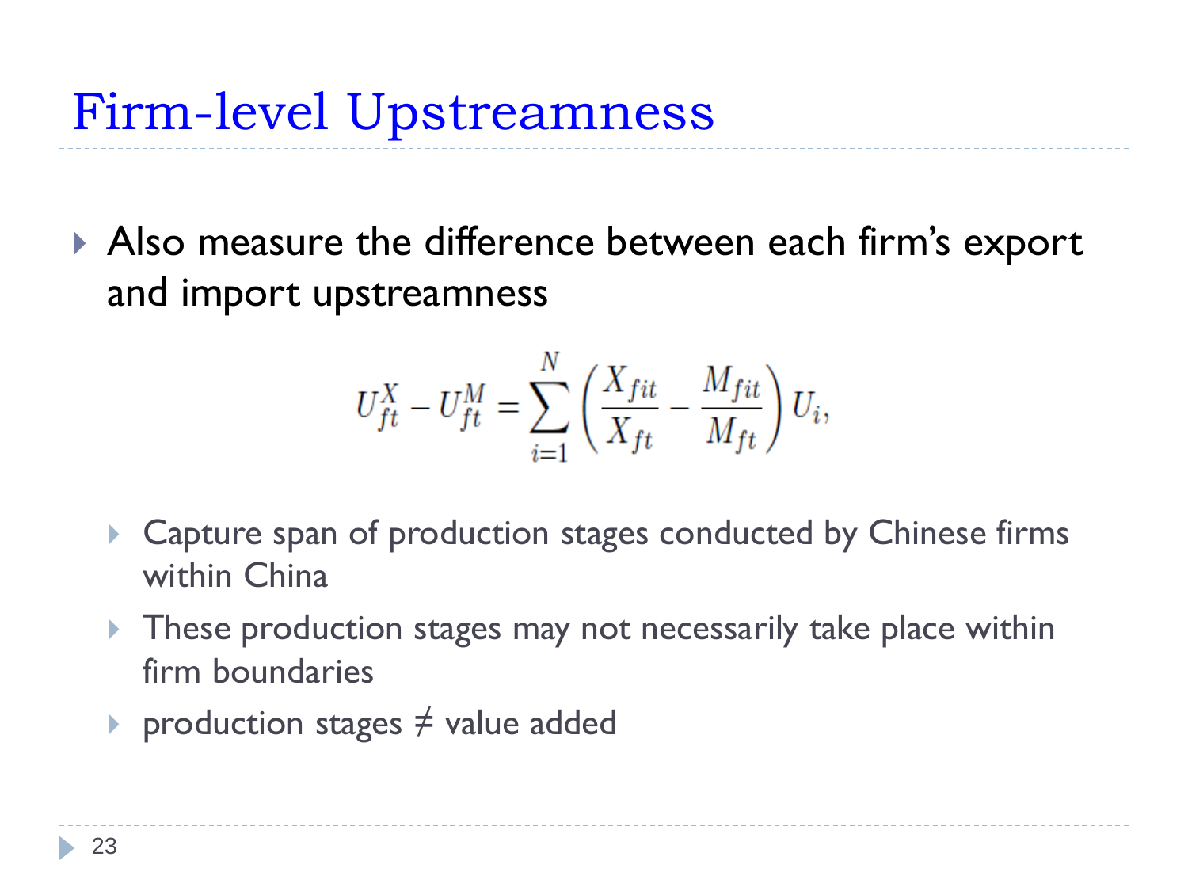# Firm-level Upstreamness

- Also measure the difference between each firm's export and import upstreamness

$$U_{ft}^{X} - U_{ft}^{M} = \sum_{i=1}^{N} \left( \frac{X_{fit}}{X_{ft}} - \frac{M_{fit}}{M_{ft}} \right) U_i,$$

  - Capture span of production stages conducted by Chinese firms within China
  - These production stages may not necessarily take place within firm boundaries
  - production stages ≠ value added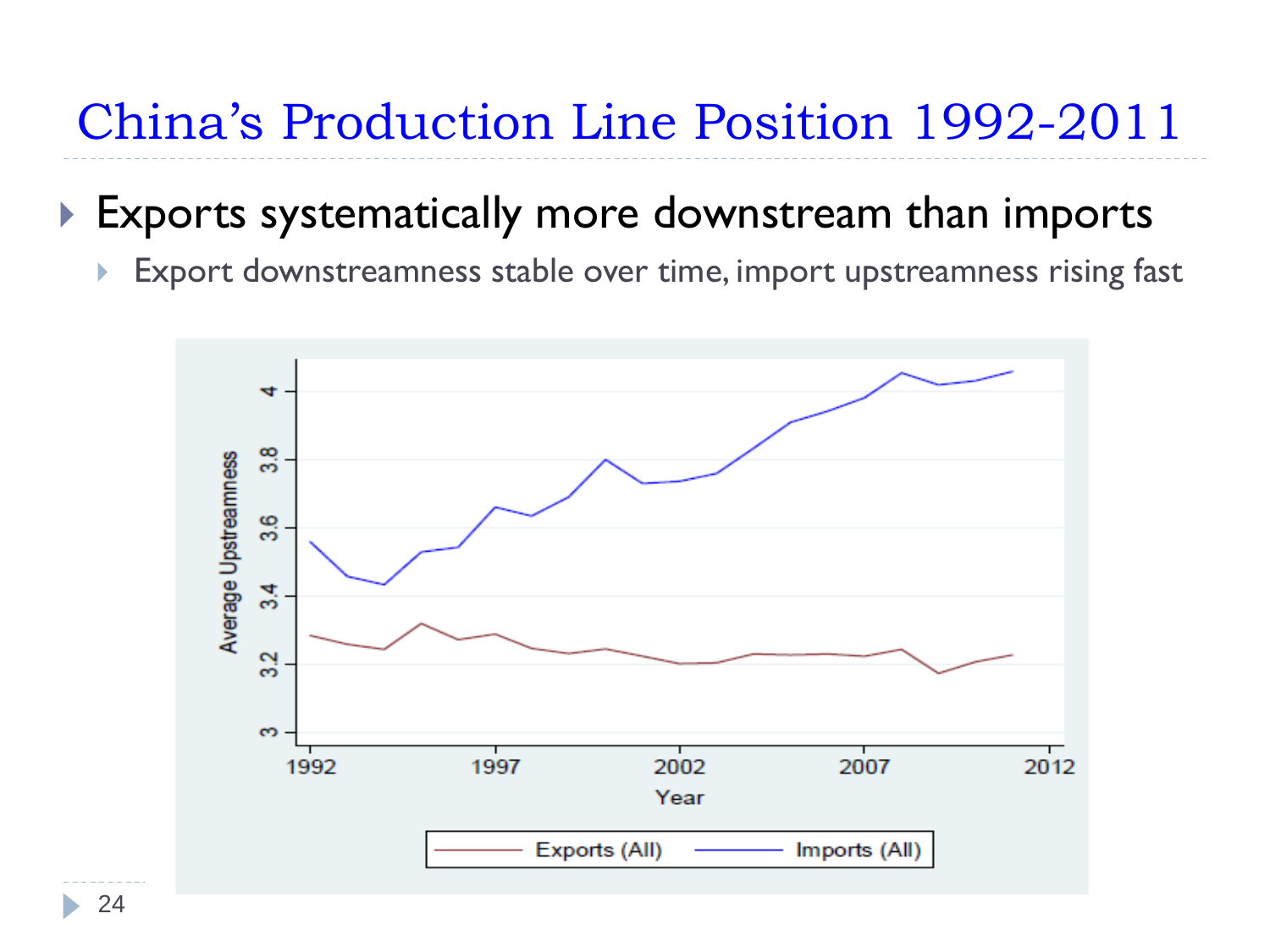# China's Production Line Position 1992-2011

- Exports systematically more downstream than imports
  - Export downstreamness stable over time, import upstreamness rising fast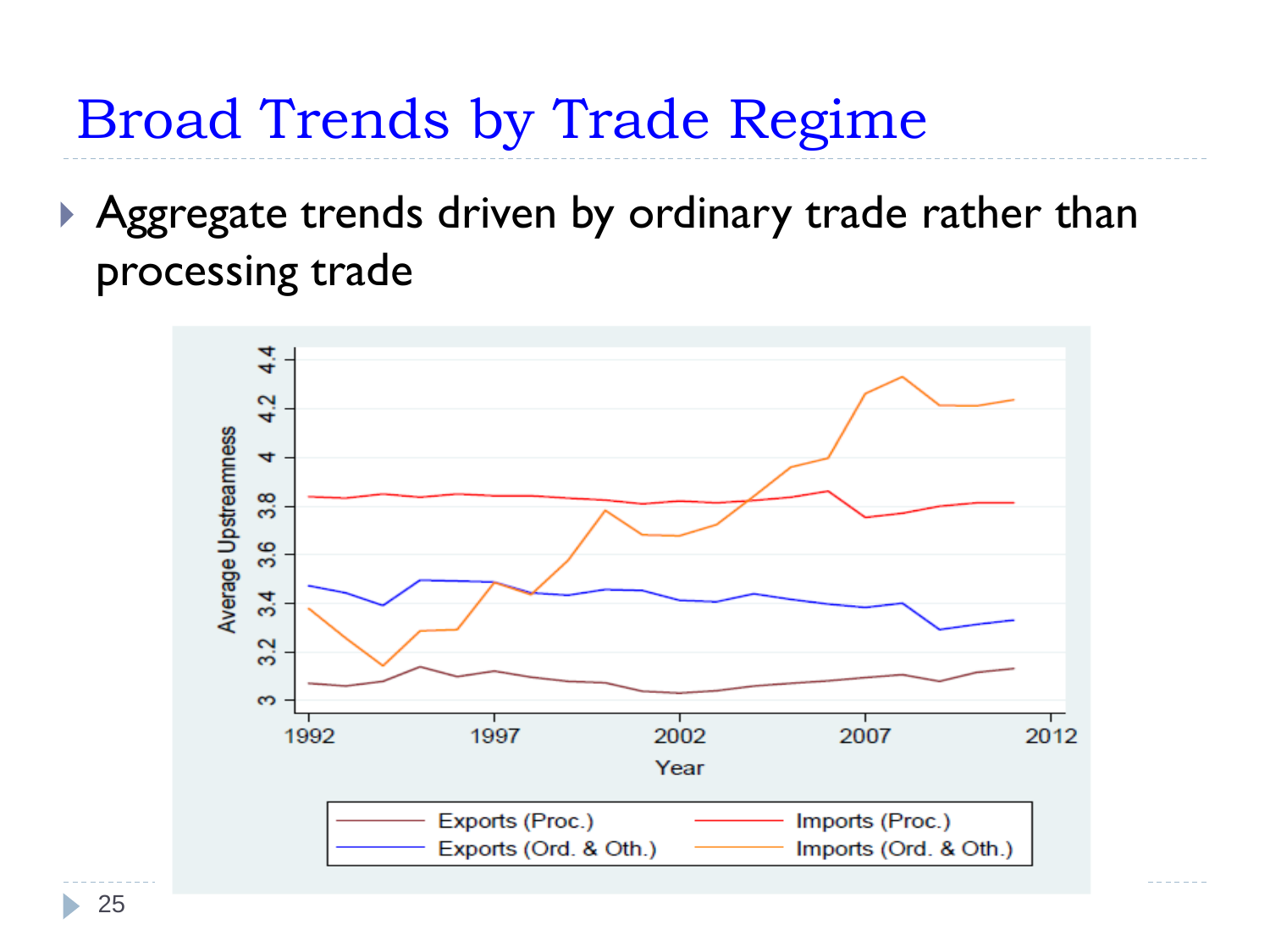# Broad Trends by Trade Regime

- Aggregate trends driven by ordinary trade rather than processing trade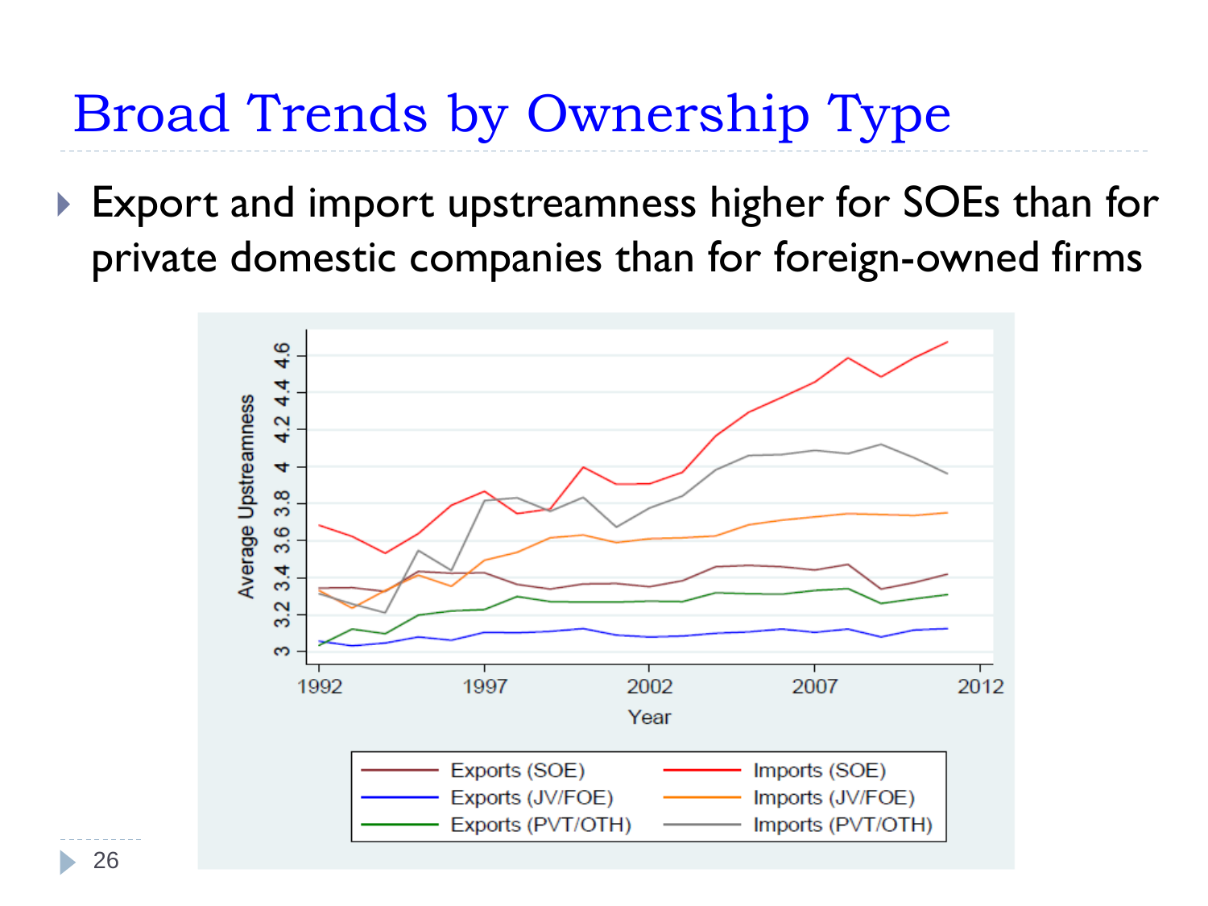# Broad Trends by Ownership Type

- Export and import upstreamness higher for SOEs than for private domestic companies than for foreign-owned firms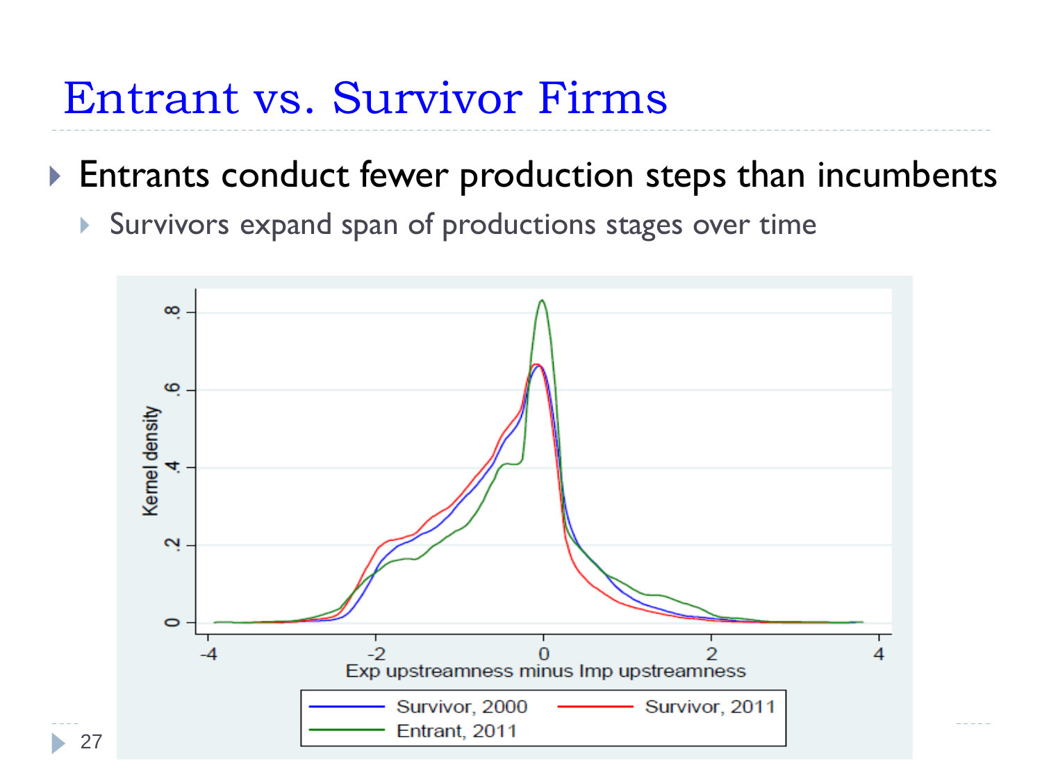# Entrant vs. Survivor Firms

- Entrants conduct fewer production steps than incumbents
  - Survivors expand span of productions stages over time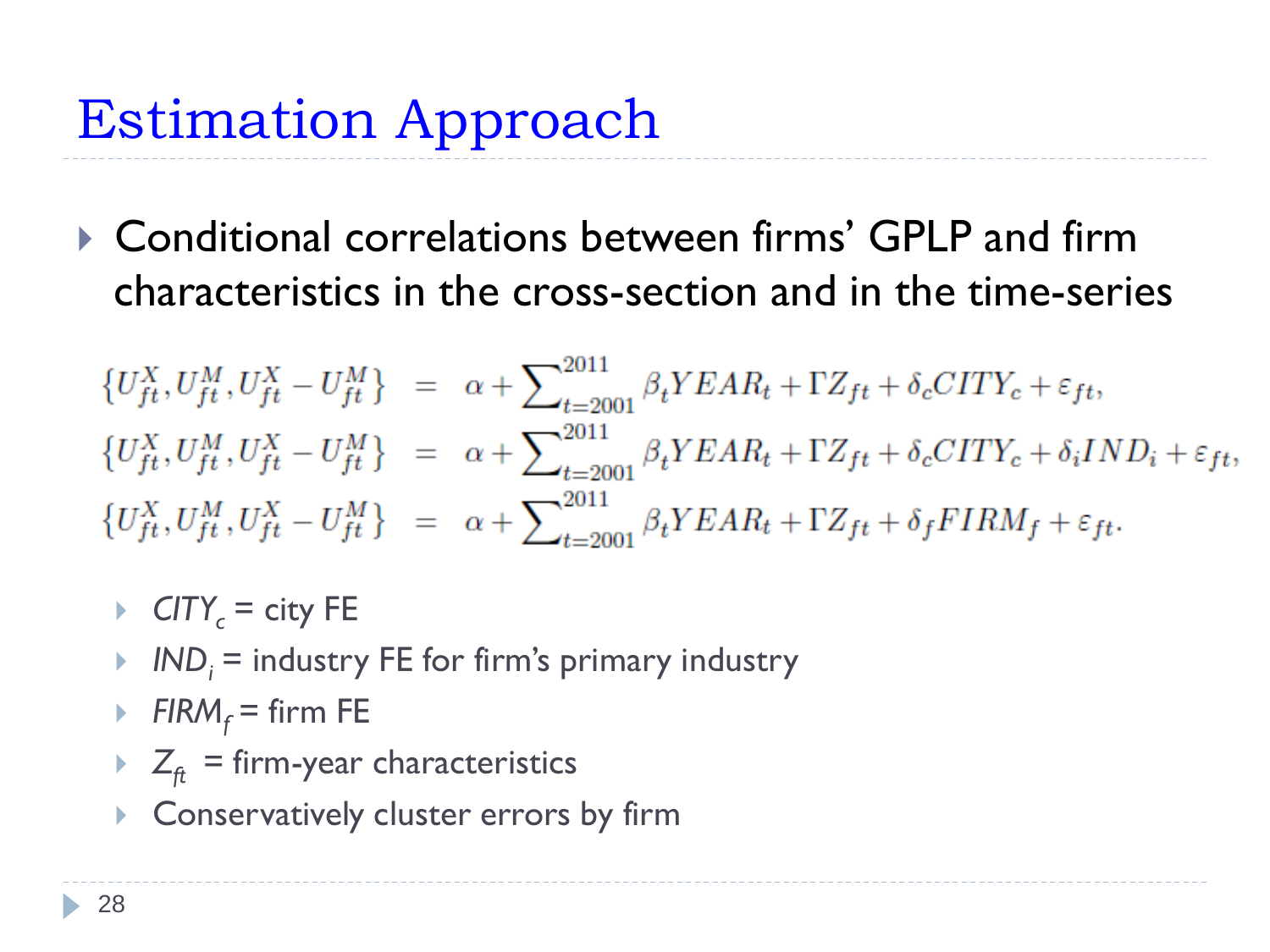# Estimation Approach

- Conditional correlations between firms' GPLP and firm characteristics in the cross-section and in the time-series

$$
\begin{aligned}
\{U_{ft}^X, U_{ft}^M, U_{ft}^X - U_{ft}^M\} &= \alpha + \sum_{t=2001}^{2011} \beta_t YEAR_t + \Gamma Z_{ft} + \delta_c CITY_c + \varepsilon_{ft}, \\
\{U_{ft}^X, U_{ft}^M, U_{ft}^X - U_{ft}^M\} &= \alpha + \sum_{t=2001}^{2011} \beta_t YEAR_t + \Gamma Z_{ft} + \delta_c CITY_c + \delta_i IND_i + \varepsilon_{ft}, \\
\{U_{ft}^X, U_{ft}^M, U_{ft}^X - U_{ft}^M\} &= \alpha + \sum_{t=2001}^{2011} \beta_t YEAR_t + \Gamma Z_{ft} + \delta_f FIRM_f + \varepsilon_{ft}.
\end{aligned}
$$

  - $CITY_c$ = city FE
  - $IND_i$ = industry FE for firm's primary industry
  - $FIRM_f$ = firm FE
  - $Z_{ft}$ = firm-year characteristics
  - Conservatively cluster errors by firm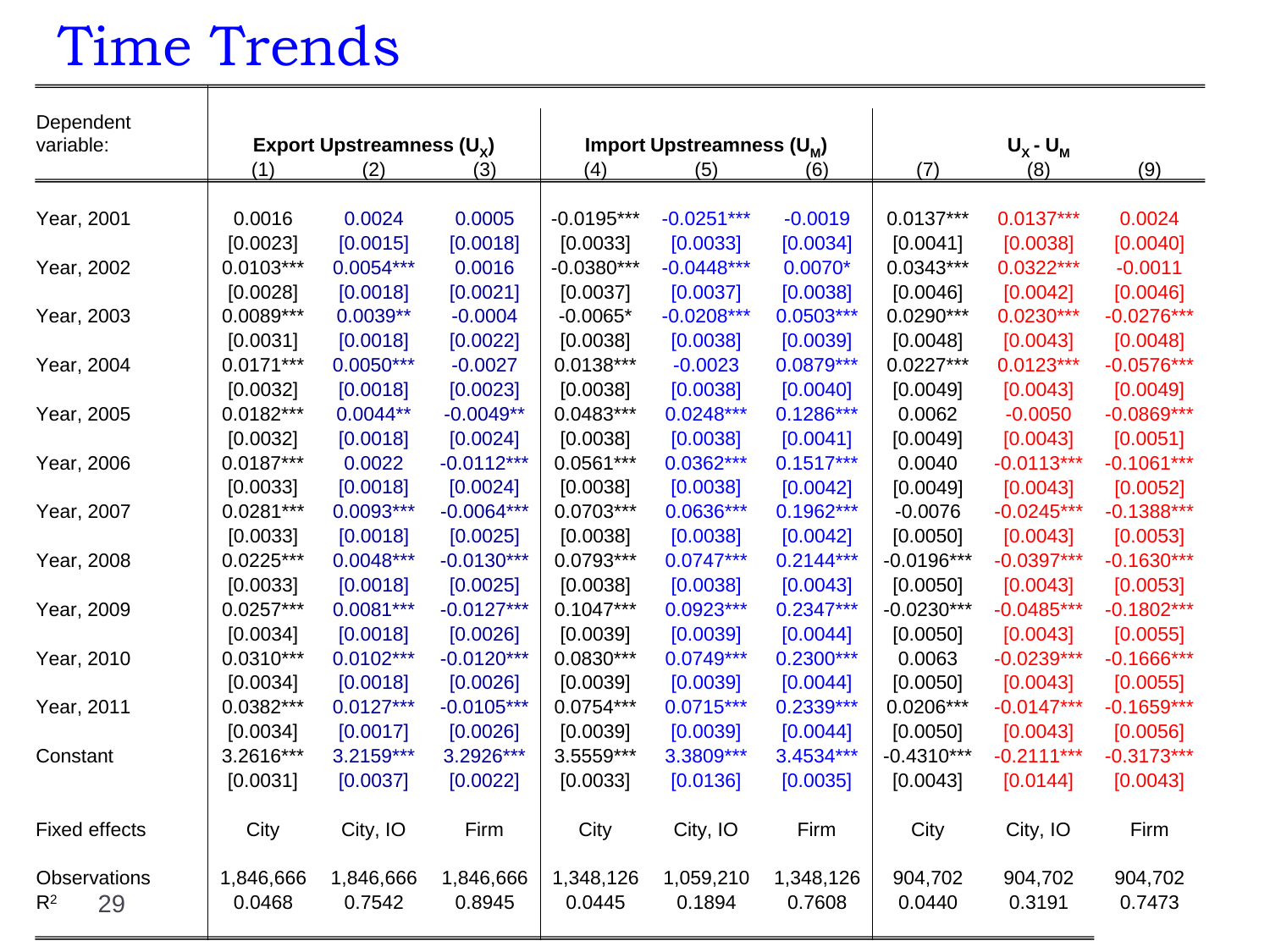# Time Trends

| Dependent variable: | Export Upstreamness ($U_X$) | | | Import Upstreamness ($U_M$) | | | $U_X$ - $U_M$ | | |
|---|---|---|---|---|---|---|---|---|---|
| | (1) | (2) | (3) | (4) | (5) | (6) | (7) | (8) | (9) |
| Year, 2001 | 0.0016 | 0.0024 | 0.0005 | -0.0195*** | -0.0251*** | -0.0019 | 0.0137*** | 0.0137*** | 0.0024 |
| | [0.0023] | [0.0015] | [0.0018] | [0.0033] | [0.0033] | [0.0034] | [0.0041] | [0.0038] | [0.0040] |
| Year, 2002 | 0.0103*** | 0.0054*** | 0.0016 | -0.0380*** | -0.0448*** | 0.0070* | 0.0343*** | 0.0322*** | -0.0011 |
| | [0.0028] | [0.0018] | [0.0021] | [0.0037] | [0.0037] | [0.0038] | [0.0046] | [0.0042] | [0.0046] |
| Year, 2003 | 0.0089*** | 0.0039** | -0.0004 | -0.0065* | -0.0208*** | 0.0503*** | 0.0290*** | 0.0230*** | -0.0276*** |
| | [0.0031] | [0.0018] | [0.0022] | [0.0038] | [0.0038] | [0.0039] | [0.0048] | [0.0043] | [0.0048] |
| Year, 2004 | 0.0171*** | 0.0050*** | -0.0027 | 0.0138*** | -0.0023 | 0.0879*** | 0.0227*** | 0.0123*** | -0.0576*** |
| | [0.0032] | [0.0018] | [0.0023] | [0.0038] | [0.0038] | [0.0040] | [0.0049] | [0.0043] | [0.0049] |
| Year, 2005 | 0.0182*** | 0.0044** | -0.0049** | 0.0483*** | 0.0248*** | 0.1286*** | 0.0062 | -0.0050 | -0.0869*** |
| | [0.0032] | [0.0018] | [0.0024] | [0.0038] | [0.0038] | [0.0041] | [0.0049] | [0.0043] | [0.0051] |
| Year, 2006 | 0.0187*** | 0.0022 | -0.0112*** | 0.0561*** | 0.0362*** | 0.1517*** | 0.0040 | -0.0113*** | -0.1061*** |
| | [0.0033] | [0.0018] | [0.0024] | [0.0038] | [0.0038] | [0.0042] | [0.0049] | [0.0043] | [0.0052] |
| Year, 2007 | 0.0281*** | 0.0093*** | -0.0064*** | 0.0703*** | 0.0636*** | 0.1962*** | -0.0076 | -0.0245*** | -0.1388*** |
| | [0.0033] | [0.0018] | [0.0025] | [0.0038] | [0.0038] | [0.0042] | [0.0050] | [0.0043] | [0.0053] |
| Year, 2008 | 0.0225*** | 0.0048*** | -0.0130*** | 0.0793*** | 0.0747*** | 0.2144*** | -0.0196*** | -0.0397*** | -0.1630*** |
| | [0.0033] | [0.0018] | [0.0025] | [0.0038] | [0.0038] | [0.0043] | [0.0050] | [0.0043] | [0.0053] |
| Year, 2009 | 0.0257*** | 0.0081*** | -0.0127*** | 0.1047*** | 0.0923*** | 0.2347*** | -0.0230*** | -0.0485*** | -0.1802*** |
| | [0.0034] | [0.0018] | [0.0026] | [0.0039] | [0.0039] | [0.0044] | [0.0050] | [0.0043] | [0.0055] |
| Year, 2010 | 0.0310*** | 0.0102*** | -0.0120*** | 0.0830*** | 0.0749*** | 0.2300*** | 0.0063 | -0.0239*** | -0.1666*** |
| | [0.0034] | [0.0018] | [0.0026] | [0.0039] | [0.0039] | [0.0044] | [0.0050] | [0.0043] | [0.0055] |
| Year, 2011 | 0.0382*** | 0.0127*** | -0.0105*** | 0.0754*** | 0.0715*** | 0.2339*** | 0.0206*** | -0.0147*** | -0.1659*** |
| | [0.0034] | [0.0017] | [0.0026] | [0.0039] | [0.0039] | [0.0044] | [0.0050] | [0.0043] | [0.0056] |
| Constant | 3.2616*** | 3.2159*** | 3.2926*** | 3.5559*** | 3.3809*** | 3.4534*** | -0.4310*** | -0.2111*** | -0.3173*** |
| | [0.0031] | [0.0037] | [0.0022] | [0.0033] | [0.0136] | [0.0035] | [0.0043] | [0.0144] | [0.0043] |
| Fixed effects | City | City, IO | Firm | City | City, IO | Firm | City | City, IO | Firm |
| Observations | 1,846,666 | 1,846,666 | 1,846,666 | 1,348,126 | 1,059,210 | 1,348,126 | 904,702 | 904,702 | 904,702 |
| $R^2$ | 0.0468 | 0.7542 | 0.8945 | 0.0445 | 0.1894 | 0.7608 | 0.0440 | 0.3191 | 0.7473 |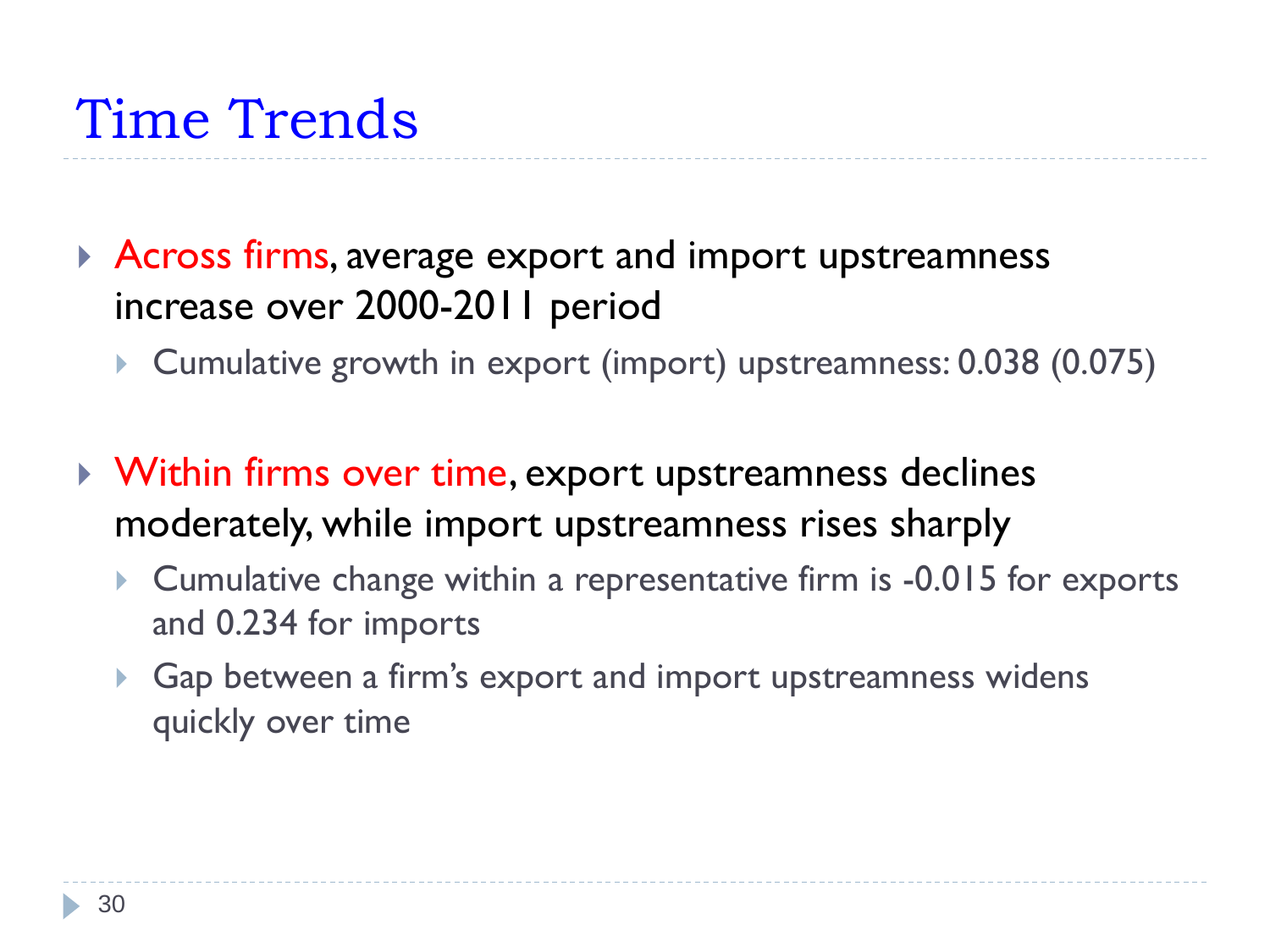# Time Trends

- Across firms, average export and import upstreamness increase over 2000-2011 period
  - Cumulative growth in export (import) upstreamness: 0.038 (0.075)

- Within firms over time, export upstreamness declines moderately, while import upstreamness rises sharply
  - Cumulative change within a representative firm is -0.015 for exports and 0.234 for imports
  - Gap between a firm's export and import upstreamness widens quickly over time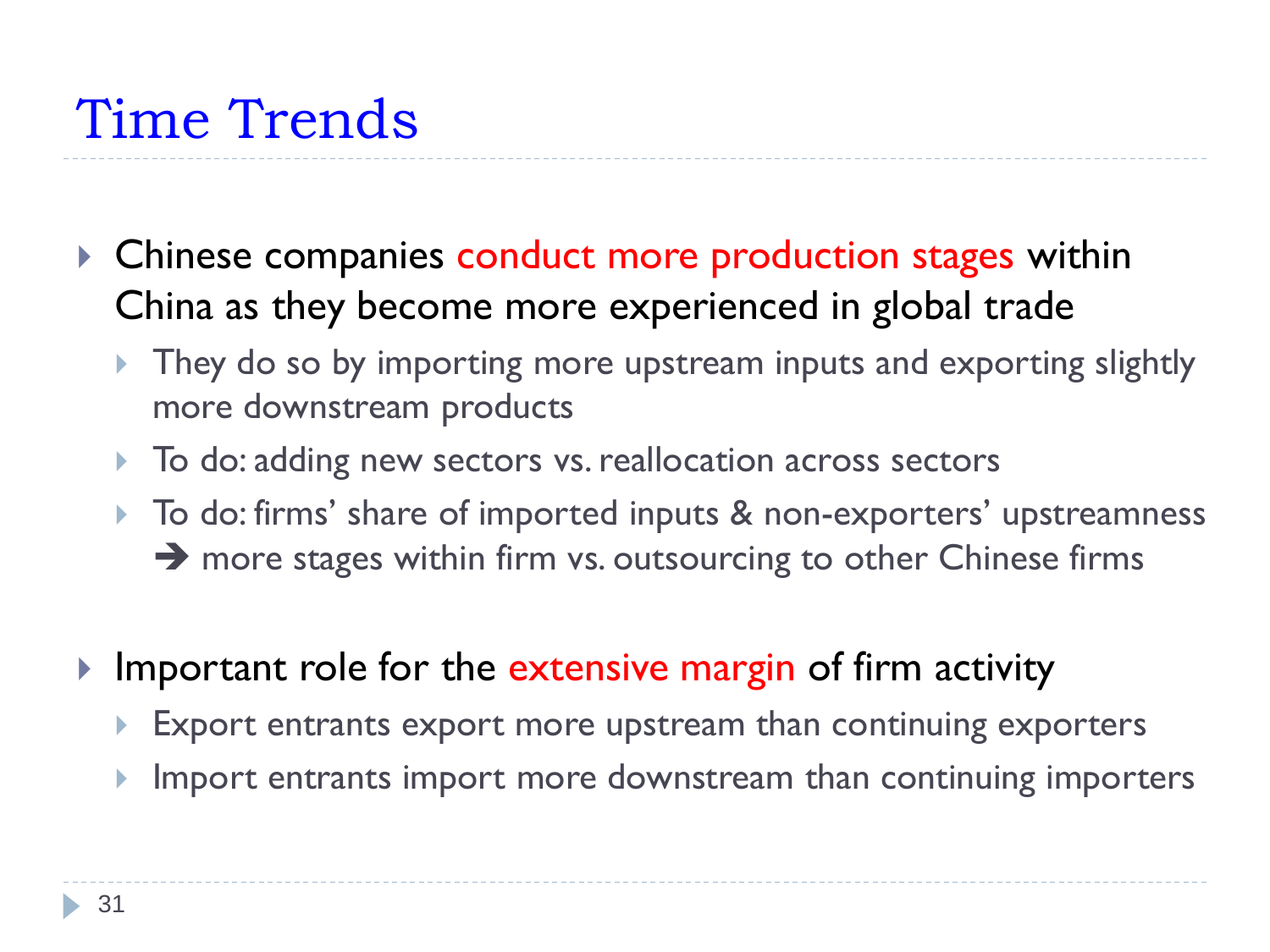# Time Trends

- Chinese companies conduct more production stages within China as they become more experienced in global trade
  - They do so by importing more upstream inputs and exporting slightly more downstream products
  - To do: adding new sectors vs. reallocation across sectors
  - To do: firms' share of imported inputs & non-exporters' upstreamness ➔ more stages within firm vs. outsourcing to other Chinese firms

- Important role for the extensive margin of firm activity
  - Export entrants export more upstream than continuing exporters
  - Import entrants import more downstream than continuing importers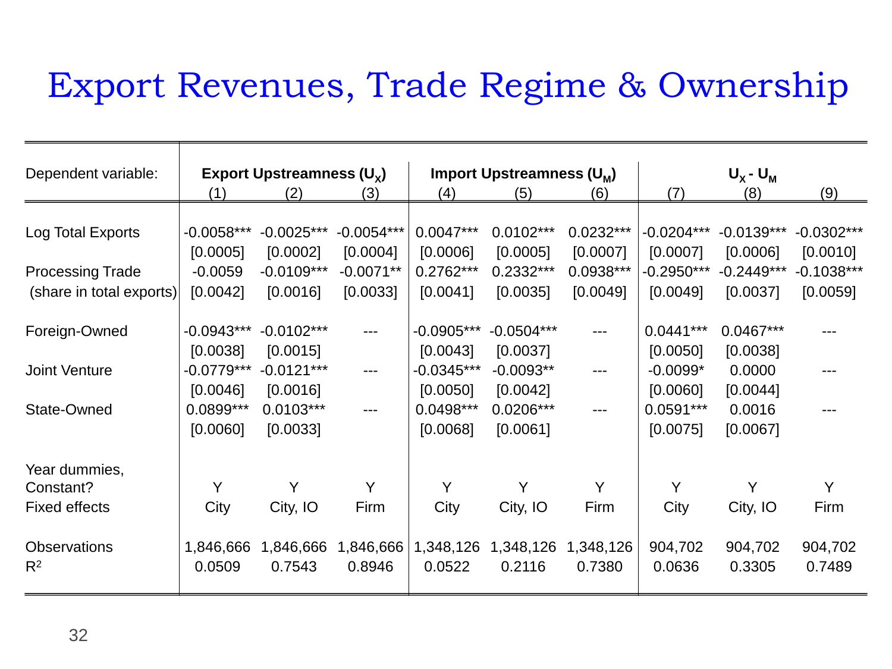# Export Revenues, Trade Regime & Ownership

| Dependent variable: | Export Upstreamness ($U_X$) | | | Import Upstreamness ($U_M$) | | | $U_X$ - $U_M$ | | |
|---|---|---|---|---|---|---|---|---|---|
| | (1) | (2) | (3) | (4) | (5) | (6) | (7) | (8) | (9) |
| Log Total Exports | -0.0058*** | -0.0025*** | -0.0054*** | 0.0047*** | 0.0102*** | 0.0232*** | -0.0204*** | -0.0139*** | -0.0302*** |
| | [0.0005] | [0.0002] | [0.0004] | [0.0006] | [0.0005] | [0.0007] | [0.0007] | [0.0006] | [0.0010] |
| Processing Trade | -0.0059 | -0.0109*** | -0.0071** | 0.2762*** | 0.2332*** | 0.0938*** | -0.2950*** | -0.2449*** | -0.1038*** |
| (share in total exports) | [0.0042] | [0.0016] | [0.0033] | [0.0041] | [0.0035] | [0.0049] | [0.0049] | [0.0037] | [0.0059] |
| Foreign-Owned | -0.0943*** | -0.0102*** | --- | -0.0905*** | -0.0504*** | --- | 0.0441*** | 0.0467*** | --- |
| | [0.0038] | [0.0015] | | [0.0043] | [0.0037] | | [0.0050] | [0.0038] | |
| Joint Venture | -0.0779*** | -0.0121*** | --- | -0.0345*** | -0.0093** | --- | -0.0099* | 0.0000 | --- |
| | [0.0046] | [0.0016] | | [0.0050] | [0.0042] | | [0.0060] | [0.0044] | |
| State-Owned | 0.0899*** | 0.0103*** | --- | 0.0498*** | 0.0206*** | --- | 0.0591*** | 0.0016 | --- |
| | [0.0060] | [0.0033] | | [0.0068] | [0.0061] | | [0.0075] | [0.0067] | |
| Year dummies, Constant? | Y | Y | Y | Y | Y | Y | Y | Y | Y |
| Fixed effects | City | City, IO | Firm | City | City, IO | Firm | City | City, IO | Firm |
| Observations | 1,846,666 | 1,846,666 | 1,846,666 | 1,348,126 | 1,348,126 | 1,348,126 | 904,702 | 904,702 | 904,702 |
| $R^2$ | 0.0509 | 0.7543 | 0.8946 | 0.0522 | 0.2116 | 0.7380 | 0.0636 | 0.3305 | 0.7489 |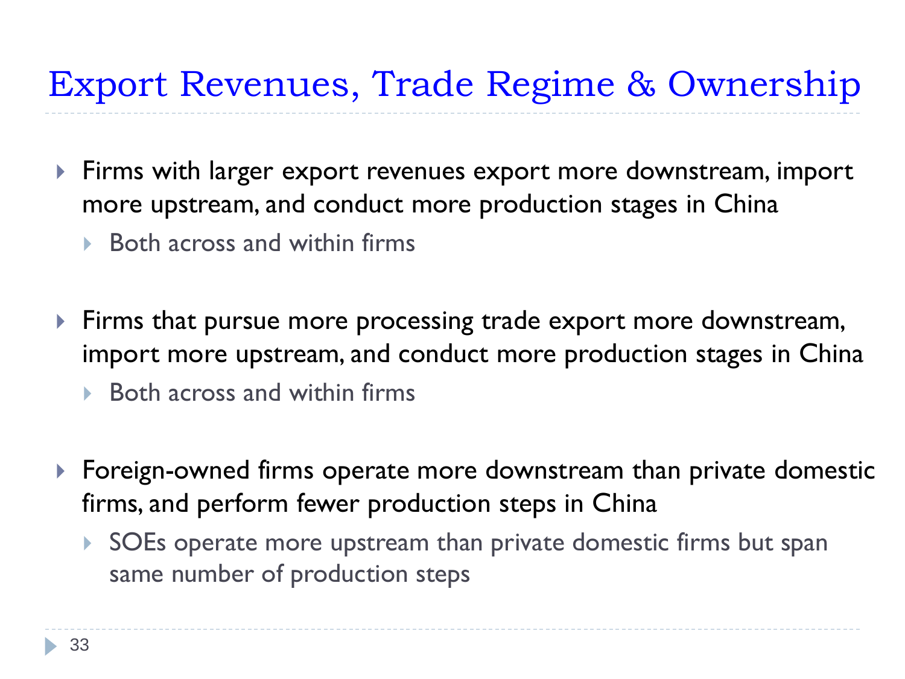# Export Revenues, Trade Regime & Ownership

- Firms with larger export revenues export more downstream, import more upstream, and conduct more production stages in China
  - Both across and within firms
- Firms that pursue more processing trade export more downstream, import more upstream, and conduct more production stages in China
  - Both across and within firms
- Foreign-owned firms operate more downstream than private domestic firms, and perform fewer production steps in China
  - SOEs operate more upstream than private domestic firms but span same number of production steps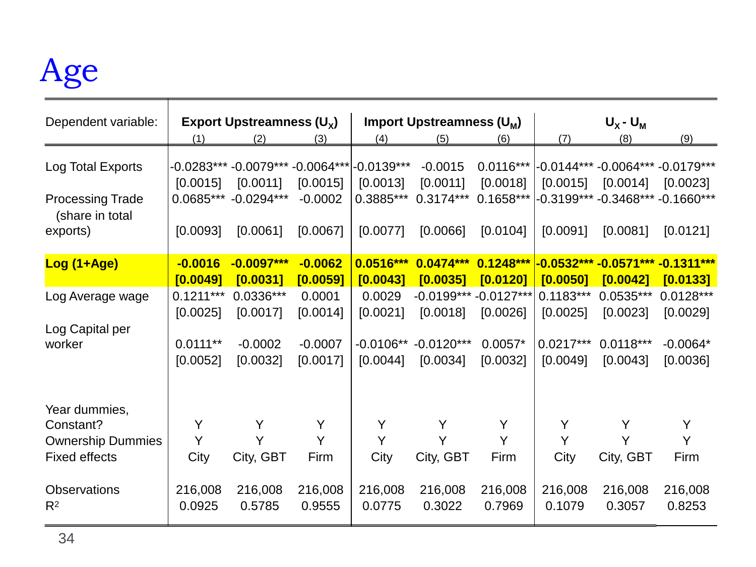# Age

| Dependent variable: | Export Upstreamness ($U_X$) | | | Import Upstreamness ($U_M$) | | | $U_X$ - $U_M$ | | |
|---|---|---|---|---|---|---|---|---|---|
| | (1) | (2) | (3) | (4) | (5) | (6) | (7) | (8) | (9) |
| Log Total Exports | -0.0283*** | -0.0079*** | -0.0064*** | -0.0139*** | -0.0015 | 0.0116*** | -0.0144*** | -0.0064*** | -0.0179*** |
| | [0.0015] | [0.0011] | [0.0015] | [0.0013] | [0.0011] | [0.0018] | [0.0015] | [0.0014] | [0.0023] |
| Processing Trade (share in total exports) | 0.0685*** | -0.0294*** | -0.0002 | 0.3885*** | 0.3174*** | 0.1658*** | -0.3199*** | -0.3468*** | -0.1660*** |
| | [0.0093] | [0.0061] | [0.0067] | [0.0077] | [0.0066] | [0.0104] | [0.0091] | [0.0081] | [0.0121] |
| **Log (1+Age)** | **-0.0016** | **-0.0097*** ** | **-0.0062** | **0.0516*** ** | **0.0474*** ** | **0.1248*** ** | **-0.0532*** ** | **-0.0571*** ** | **-0.1311*** ** |
| | **[0.0049]** | **[0.0031]** | **[0.0059]** | **[0.0043]** | **[0.0035]** | **[0.0120]** | **[0.0050]** | **[0.0042]** | **[0.0133]** |
| Log Average wage | 0.1211*** | 0.0336*** | 0.0001 | 0.0029 | -0.0199*** | -0.0127*** | 0.1183*** | 0.0535*** | 0.0128*** |
| | [0.0025] | [0.0017] | [0.0014] | [0.0021] | [0.0018] | [0.0026] | [0.0025] | [0.0023] | [0.0029] |
| Log Capital per worker | 0.0111** | -0.0002 | -0.0007 | -0.0106** | -0.0120*** | 0.0057* | 0.0217*** | 0.0118*** | -0.0064* |
| | [0.0052] | [0.0032] | [0.0017] | [0.0044] | [0.0034] | [0.0032] | [0.0049] | [0.0043] | [0.0036] |
| Year dummies, Constant? | Y | Y | Y | Y | Y | Y | Y | Y | Y |
| Ownership Dummies | Y | Y | Y | Y | Y | Y | Y | Y | Y |
| Fixed effects | City | City, GBT | Firm | City | City, GBT | Firm | City | City, GBT | Firm |
| Observations | 216,008 | 216,008 | 216,008 | 216,008 | 216,008 | 216,008 | 216,008 | 216,008 | 216,008 |
| $R^2$ | 0.0925 | 0.5785 | 0.9555 | 0.0775 | 0.3022 | 0.7969 | 0.1079 | 0.3057 | 0.8253 |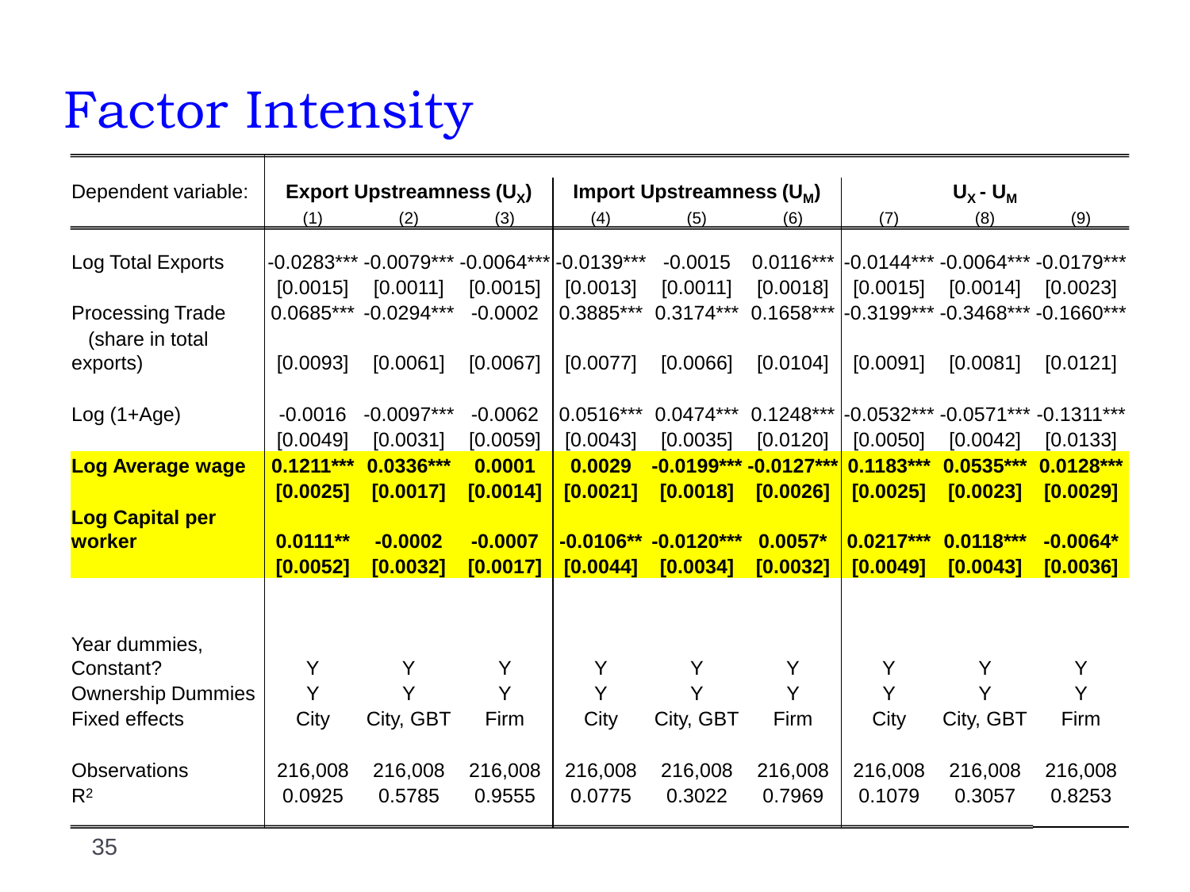# Factor Intensity

| Dependent variable: | Export Upstreamness ($U_X$) | | | Import Upstreamness ($U_M$) | | | $U_X$ - $U_M$ | | |
|---|---|---|---|---|---|---|---|---|---|
| | (1) | (2) | (3) | (4) | (5) | (6) | (7) | (8) | (9) |
| Log Total Exports | -0.0283*** | -0.0079*** | -0.0064*** | -0.0139*** | -0.0015 | 0.0116*** | -0.0144*** | -0.0064*** | -0.0179*** |
| | [0.0015] | [0.0011] | [0.0015] | [0.0013] | [0.0011] | [0.0018] | [0.0015] | [0.0014] | [0.0023] |
| Processing Trade (share in total exports) | 0.0685*** | -0.0294*** | -0.0002 | 0.3885*** | 0.3174*** | 0.1658*** | -0.3199*** | -0.3468*** | -0.1660*** |
| | [0.0093] | [0.0061] | [0.0067] | [0.0077] | [0.0066] | [0.0104] | [0.0091] | [0.0081] | [0.0121] |
| Log (1+Age) | -0.0016 | -0.0097*** | -0.0062 | 0.0516*** | 0.0474*** | 0.1248*** | -0.0532*** | -0.0571*** | -0.1311*** |
| | [0.0049] | [0.0031] | [0.0059] | [0.0043] | [0.0035] | [0.0120] | [0.0050] | [0.0042] | [0.0133] |
| **Log Average wage** | **0.1211*** ** | **0.0336*** ** | **0.0001** | **0.0029** | **-0.0199*** ** | **-0.0127*** ** | **0.1183*** ** | **0.0535*** ** | **0.0128*** ** |
| | **[0.0025]** | **[0.0017]** | **[0.0014]** | **[0.0021]** | **[0.0018]** | **[0.0026]** | **[0.0025]** | **[0.0023]** | **[0.0029]** |
| **Log Capital per worker** | **0.0111** ** | **-0.0002** | **-0.0007** | **-0.0106** ** | **-0.0120*** ** | **0.0057* ** | **0.0217*** ** | **0.0118*** ** | **-0.0064* ** |
| | **[0.0052]** | **[0.0032]** | **[0.0017]** | **[0.0044]** | **[0.0034]** | **[0.0032]** | **[0.0049]** | **[0.0043]** | **[0.0036]** |
| Year dummies, Constant? | Y | Y | Y | Y | Y | Y | Y | Y | Y |
| Ownership Dummies | Y | Y | Y | Y | Y | Y | Y | Y | Y |
| Fixed effects | City | City, GBT | Firm | City | City, GBT | Firm | City | City, GBT | Firm |
| Observations | 216,008 | 216,008 | 216,008 | 216,008 | 216,008 | 216,008 | 216,008 | 216,008 | 216,008 |
| $R^2$ | 0.0925 | 0.5785 | 0.9555 | 0.0775 | 0.3022 | 0.7969 | 0.1079 | 0.3057 | 0.8253 |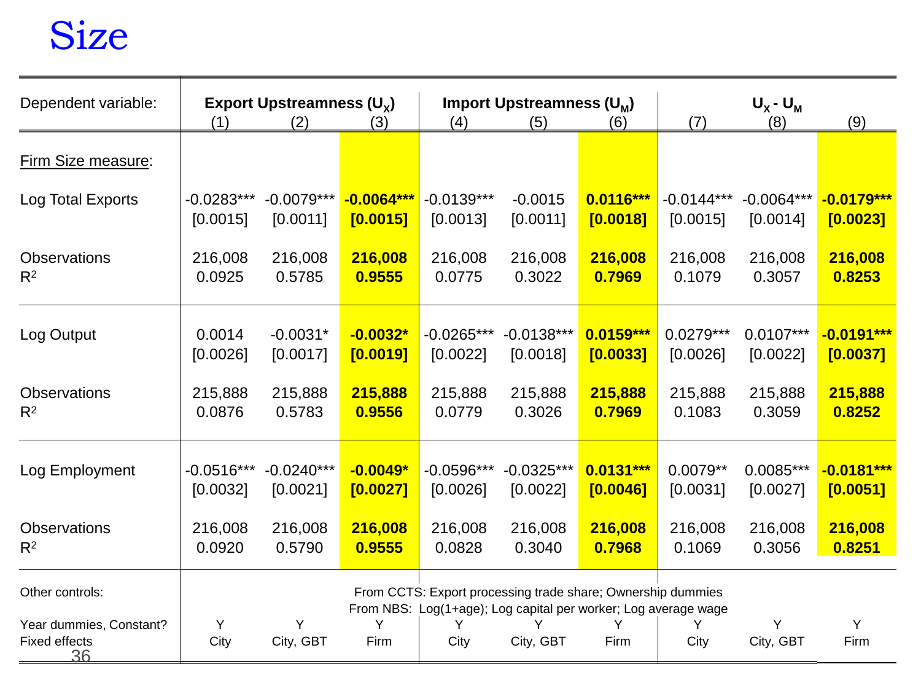# Size

| Dependent variable: | Export Upstreamness ($U_X$) | | | Import Upstreamness ($U_M$) | | | $U_X$ - $U_M$ | | |
|---|---|---|---|---|---|---|---|---|---|
| | (1) | (2) | (3) | (4) | (5) | (6) | (7) | (8) | (9) |
| Firm Size measure: | | | | | | | | | |
| Log Total Exports | -0.0283*** | -0.0079*** | **-0.0064***** | -0.0139*** | -0.0015 | **0.0116***** | -0.0144*** | -0.0064*** | **-0.0179***** |
| | [0.0015] | [0.0011] | **[0.0015]** | [0.0013] | [0.0011] | **[0.0018]** | [0.0015] | [0.0014] | **[0.0023]** |
| Observations | 216,008 | 216,008 | **216,008** | 216,008 | 216,008 | **216,008** | 216,008 | 216,008 | **216,008** |
| $R^2$ | 0.0925 | 0.5785 | **0.9555** | 0.0775 | 0.3022 | **0.7969** | 0.1079 | 0.3057 | **0.8253** |
| Log Output | 0.0014 | -0.0031* | **-0.0032*** | -0.0265*** | -0.0138*** | **0.0159***** | 0.0279*** | 0.0107*** | **-0.0191***** |
| | [0.0026] | [0.0017] | **[0.0019]** | [0.0022] | [0.0018] | **[0.0033]** | [0.0026] | [0.0022] | **[0.0037]** |
| Observations | 215,888 | 215,888 | **215,888** | 215,888 | 215,888 | **215,888** | 215,888 | 215,888 | **215,888** |
| $R^2$ | 0.0876 | 0.5783 | **0.9556** | 0.0779 | 0.3026 | **0.7969** | 0.1083 | 0.3059 | **0.8252** |
| Log Employment | -0.0516*** | -0.0240*** | **-0.0049*** | -0.0596*** | -0.0325*** | **0.0131***** | 0.0079** | 0.0085*** | **-0.0181***** |
| | [0.0032] | [0.0021] | **[0.0027]** | [0.0026] | [0.0022] | **[0.0046]** | [0.0031] | [0.0027] | **[0.0051]** |
| Observations | 216,008 | 216,008 | **216,008** | 216,008 | 216,008 | **216,008** | 216,008 | 216,008 | **216,008** |
| $R^2$ | 0.0920 | 0.5790 | **0.9555** | 0.0828 | 0.3040 | **0.7968** | 0.1069 | 0.3056 | **0.8251** |
| Other controls: | From CCTS: Export processing trade share; Ownership dummies. From NBS: Log(1+age); Log capital per worker; Log average wage | | | | | | | | |
| Year dummies, Constant? | Y | Y | Y | Y | Y | Y | Y | Y | Y |
| Fixed effects | City | City, GBT | Firm | City | City, GBT | Firm | City | City, GBT | Firm |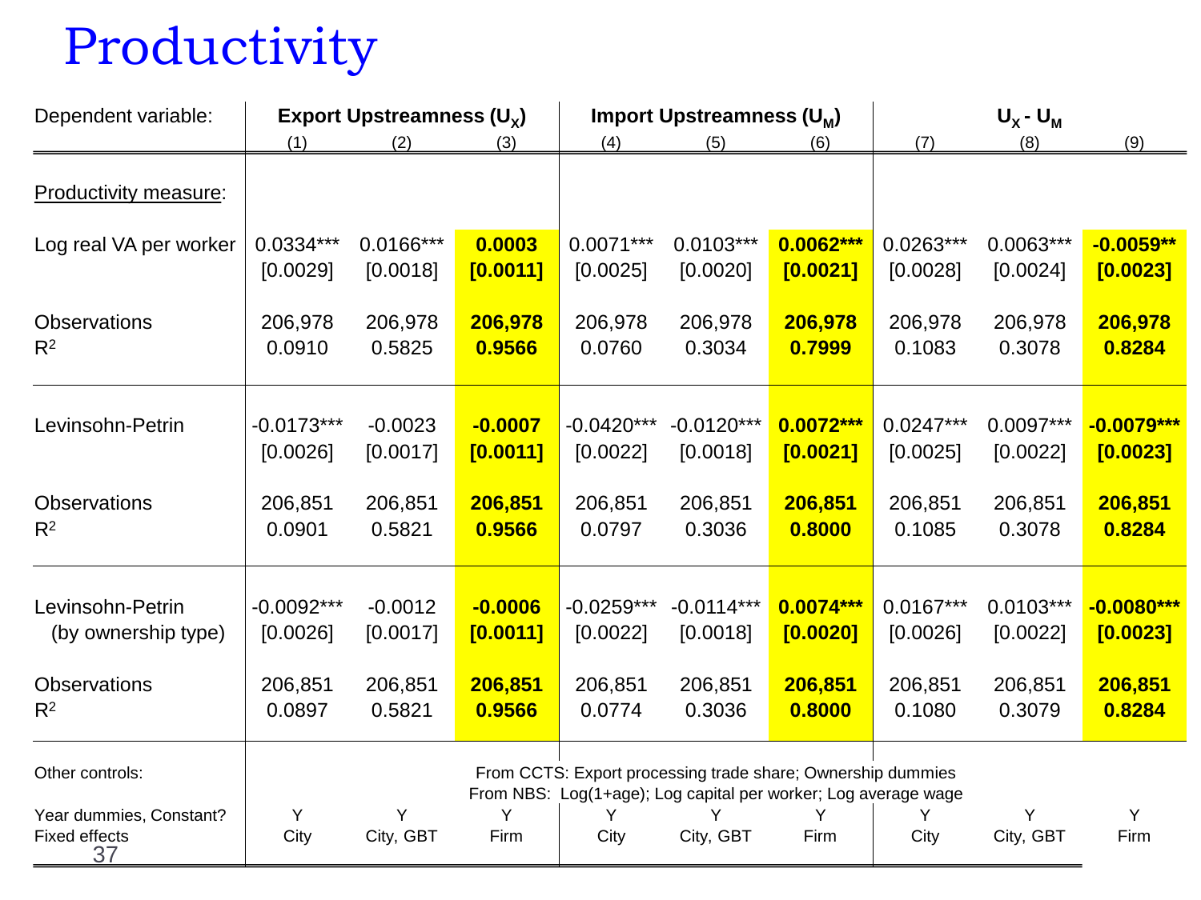# Productivity

| Dependent variable: | Export Upstreamness ($U_X$) | | | Import Upstreamness ($U_M$) | | | $U_X$ - $U_M$ | | |
|---|---|---|---|---|---|---|---|---|---|
| | (1) | (2) | (3) | (4) | (5) | (6) | (7) | (8) | (9) |
| Productivity measure: | | | | | | | | | |
| Log real VA per worker | 0.0334*** | 0.0166*** | **0.0003** | 0.0071*** | 0.0103*** | **0.0062***** | 0.0263*** | 0.0063*** | **-0.0059**** |
| | [0.0029] | [0.0018] | **[0.0011]** | [0.0025] | [0.0020] | **[0.0021]** | [0.0028] | [0.0024] | **[0.0023]** |
| Observations | 206,978 | 206,978 | **206,978** | 206,978 | 206,978 | **206,978** | 206,978 | 206,978 | **206,978** |
| $R^2$ | 0.0910 | 0.5825 | **0.9566** | 0.0760 | 0.3034 | **0.7999** | 0.1083 | 0.3078 | **0.8284** |
| Levinsohn-Petrin | -0.0173*** | -0.0023 | **-0.0007** | -0.0420*** | -0.0120*** | **0.0072***** | 0.0247*** | 0.0097*** | **-0.0079***** |
| | [0.0026] | [0.0017] | **[0.0011]** | [0.0022] | [0.0018] | **[0.0021]** | [0.0025] | [0.0022] | **[0.0023]** |
| Observations | 206,851 | 206,851 | **206,851** | 206,851 | 206,851 | **206,851** | 206,851 | 206,851 | **206,851** |
| $R^2$ | 0.0901 | 0.5821 | **0.9566** | 0.0797 | 0.3036 | **0.8000** | 0.1085 | 0.3078 | **0.8284** |
| Levinsohn-Petrin (by ownership type) | -0.0092*** | -0.0012 | **-0.0006** | -0.0259*** | -0.0114*** | **0.0074***** | 0.0167*** | 0.0103*** | **-0.0080***** |
| | [0.0026] | [0.0017] | **[0.0011]** | [0.0022] | [0.0018] | **[0.0020]** | [0.0026] | [0.0022] | **[0.0023]** |
| Observations | 206,851 | 206,851 | **206,851** | 206,851 | 206,851 | **206,851** | 206,851 | 206,851 | **206,851** |
| $R^2$ | 0.0897 | 0.5821 | **0.9566** | 0.0774 | 0.3036 | **0.8000** | 0.1080 | 0.3079 | **0.8284** |
| Other controls: | From CCTS: Export processing trade share; Ownership dummies. From NBS: Log(1+age); Log capital per worker; Log average wage | | | | | | | | |
| Year dummies, Constant? | Y | Y | Y | Y | Y | Y | Y | Y | Y |
| Fixed effects | City | City, GBT | Firm | City | City, GBT | Firm | City | City, GBT | Firm |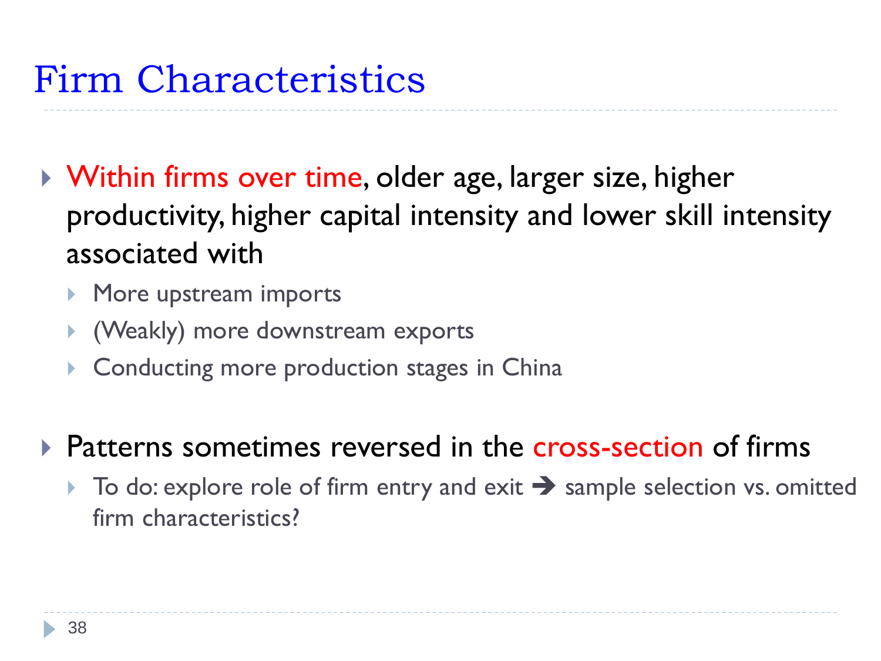# Firm Characteristics

- Within firms over time, older age, larger size, higher productivity, higher capital intensity and lower skill intensity associated with
  - More upstream imports
  - (Weakly) more downstream exports
  - Conducting more production stages in China

- Patterns sometimes reversed in the cross-section of firms
  - To do: explore role of firm entry and exit ➔ sample selection vs. omitted firm characteristics?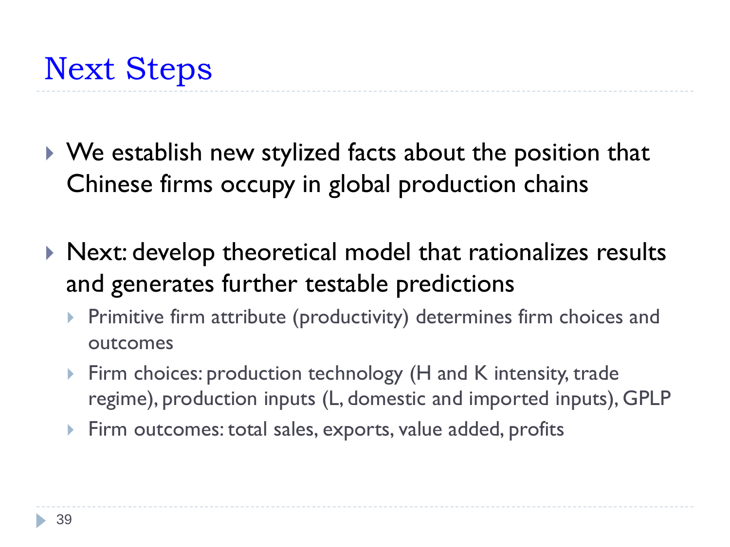# Next Steps

- We establish new stylized facts about the position that Chinese firms occupy in global production chains

- Next: develop theoretical model that rationalizes results and generates further testable predictions
  - Primitive firm attribute (productivity) determines firm choices and outcomes
  - Firm choices: production technology (H and K intensity, trade regime), production inputs (L, domestic and imported inputs), GPLP
  - Firm outcomes: total sales, exports, value added, profits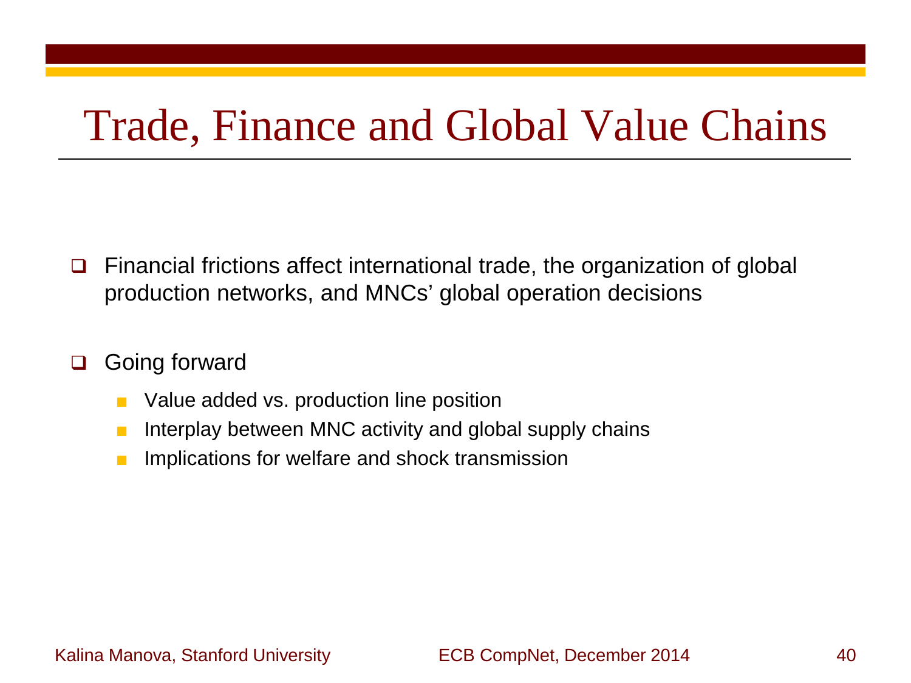# Trade, Finance and Global Value Chains

- Financial frictions affect international trade, the organization of global production networks, and MNCs' global operation decisions

- Going forward
  - Value added vs. production line position
  - Interplay between MNC activity and global supply chains
  - Implications for welfare and shock transmission